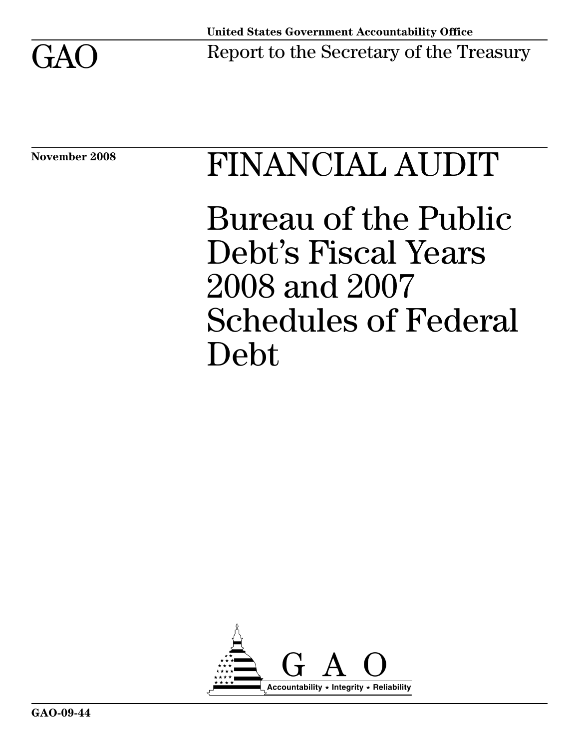United States Government Accountability Office

# GAO

Report to the Secretary of the Treasury

November 2008

# FINANCIAL AUDIT

# Bureau of the Public Debt's Fiscal Years 2008 and 2007 Schedules of Federal Debt

GAO

Accountability ★ Integrity ★ Reliability

GAO-09-44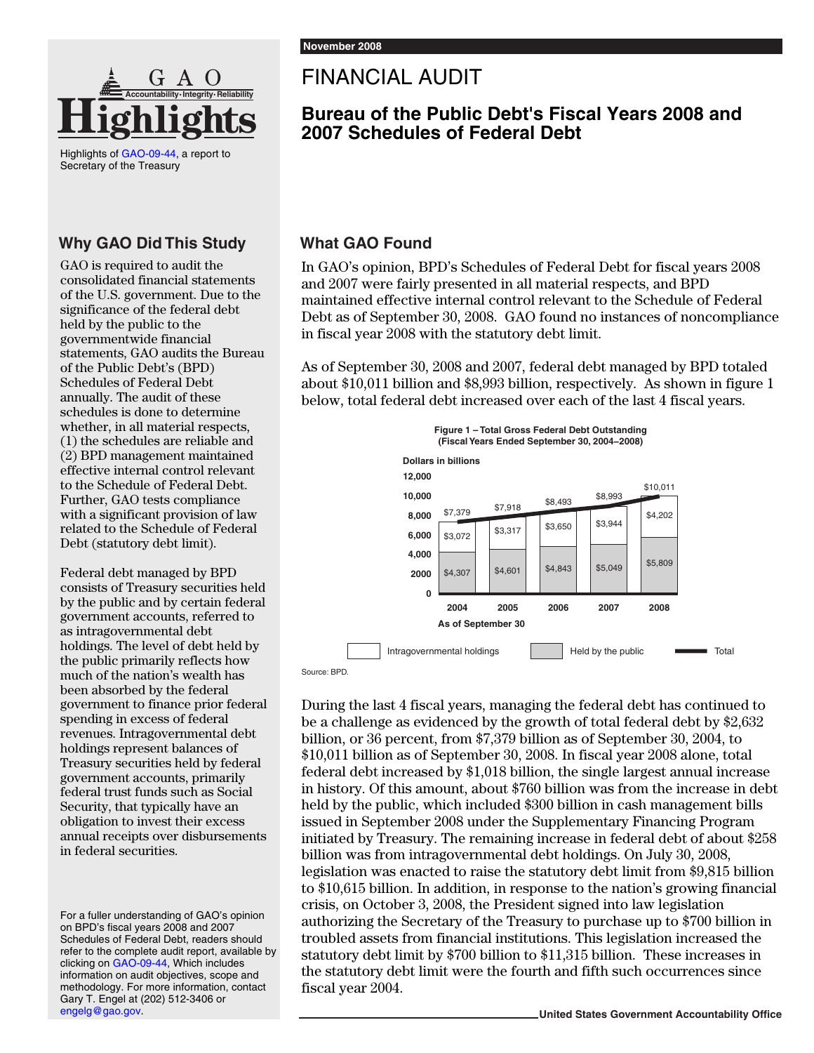GAO Highlights

Highlights of GAO-09-44, a report to Secretary of the Treasury

## Why GAO Did This Study

GAO is required to audit the consolidated financial statements of the U.S. government. Due to the significance of the federal debt held by the public to the governmentwide financial statements, GAO audits the Bureau of the Public Debt's (BPD) Schedules of Federal Debt annually. The audit of these schedules is done to determine whether, in all material respects, (1) the schedules are reliable and (2) BPD management maintained effective internal control relevant to the Schedule of Federal Debt. Further, GAO tests compliance with a significant provision of law related to the Schedule of Federal Debt (statutory debt limit).

Federal debt managed by BPD consists of Treasury securities held by the public and by certain federal government accounts, referred to as intragovernmental debt holdings. The level of debt held by the public primarily reflects how much of the nation's wealth has been absorbed by the federal government to finance prior federal spending in excess of federal revenues. Intragovernmental debt holdings represent balances of Treasury securities held by federal government accounts, primarily federal trust funds such as Social Security, that typically have an obligation to invest their excess annual receipts over disbursements in federal securities.

For a fuller understanding of GAO's opinion on BPD's fiscal years 2008 and 2007 Schedules of Federal Debt, readers should refer to the complete audit report, available by clicking on GAO-09-44, Which includes information on audit objectives, scope and methodology. For more information, contact Gary T. Engel at (202) 512-3406 or engelg@gao.gov.

November 2008

# FINANCIAL AUDIT

## Bureau of the Public Debt's Fiscal Years 2008 and 2007 Schedules of Federal Debt

## What GAO Found

In GAO's opinion, BPD's Schedules of Federal Debt for fiscal years 2008 and 2007 were fairly presented in all material respects, and BPD maintained effective internal control relevant to the Schedule of Federal Debt as of September 30, 2008. GAO found no instances of noncompliance in fiscal year 2008 with the statutory debt limit.

As of September 30, 2008 and 2007, federal debt managed by BPD totaled about $10,011 billion and $8,993 billion, respectively. As shown in figure 1 below, total federal debt increased over each of the last 4 fiscal years.

**Figure 1 – Total Gross Federal Debt Outstanding (Fiscal Years Ended September 30, 2004–2008)**

Dollars in billions

| As of September 30 | Intragovernmental holdings | Held by the public | Total |
|---|---|---|---|
| 2004 | $3,072 | $4,307 | $7,379 |
| 2005 | $3,317 | $4,601 | $7,918 |
| 2006 | $3,650 | $4,843 | $8,493 |
| 2007 | $3,944 | $5,049 | $8,993 |
| 2008 | $4,202 | $5,809 | $10,011 |

Source: BPD.

During the last 4 fiscal years, managing the federal debt has continued to be a challenge as evidenced by the growth of total federal debt by $2,632 billion, or 36 percent, from $7,379 billion as of September 30, 2004, to $10,011 billion as of September 30, 2008. In fiscal year 2008 alone, total federal debt increased by $1,018 billion, the single largest annual increase in history. Of this amount, about $760 billion was from the increase in debt held by the public, which included $300 billion in cash management bills issued in September 2008 under the Supplementary Financing Program initiated by Treasury. The remaining increase in federal debt of about $258 billion was from intragovernmental debt holdings. On July 30, 2008, legislation was enacted to raise the statutory debt limit from $9,815 billion to $10,615 billion. In addition, in response to the nation's growing financial crisis, on October 3, 2008, the President signed into law legislation authorizing the Secretary of the Treasury to purchase up to $700 billion in troubled assets from financial institutions. This legislation increased the statutory debt limit by $700 billion to $11,315 billion. These increases in the statutory debt limit were the fourth and fifth such occurrences since fiscal year 2004.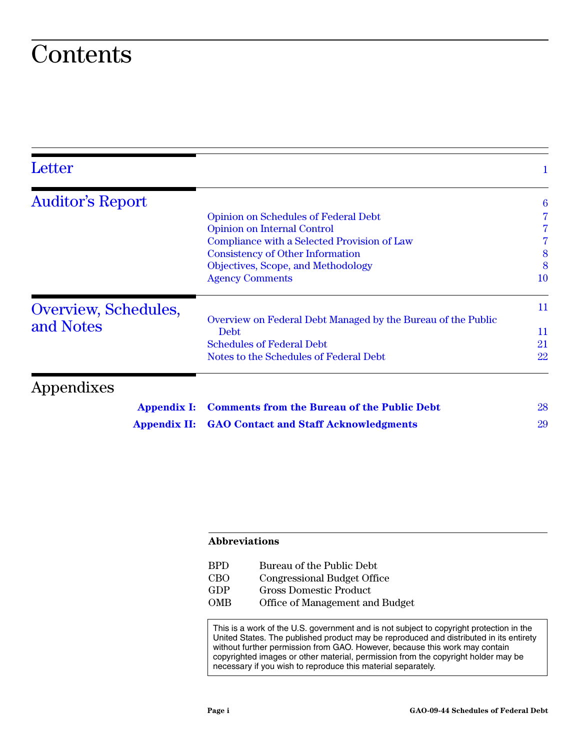# Contents

| | | |
|---|---|---|
| **Letter** | | 1 |
| **Auditor's Report** | | 6 |
| | Opinion on Schedules of Federal Debt | 7 |
| | Opinion on Internal Control | 7 |
| | Compliance with a Selected Provision of Law | 7 |
| | Consistency of Other Information | 8 |
| | Objectives, Scope, and Methodology | 8 |
| | Agency Comments | 10 |
| **Overview, Schedules, and Notes** | | 11 |
| | Overview on Federal Debt Managed by the Bureau of the Public Debt | 11 |
| | Schedules of Federal Debt | 21 |
| | Notes to the Schedules of Federal Debt | 22 |
| **Appendixes** | | |
| Appendix I: | Comments from the Bureau of the Public Debt | 28 |
| Appendix II: | GAO Contact and Staff Acknowledgments | 29 |

**Abbreviations**

| | |
|---|---|
| BPD | Bureau of the Public Debt |
| CBO | Congressional Budget Office |
| GDP | Gross Domestic Product |
| OMB | Office of Management and Budget |

This is a work of the U.S. government and is not subject to copyright protection in the United States. The published product may be reproduced and distributed in its entirety without further permission from GAO. However, because this work may contain copyrighted images or other material, permission from the copyright holder may be necessary if you wish to reproduce this material separately.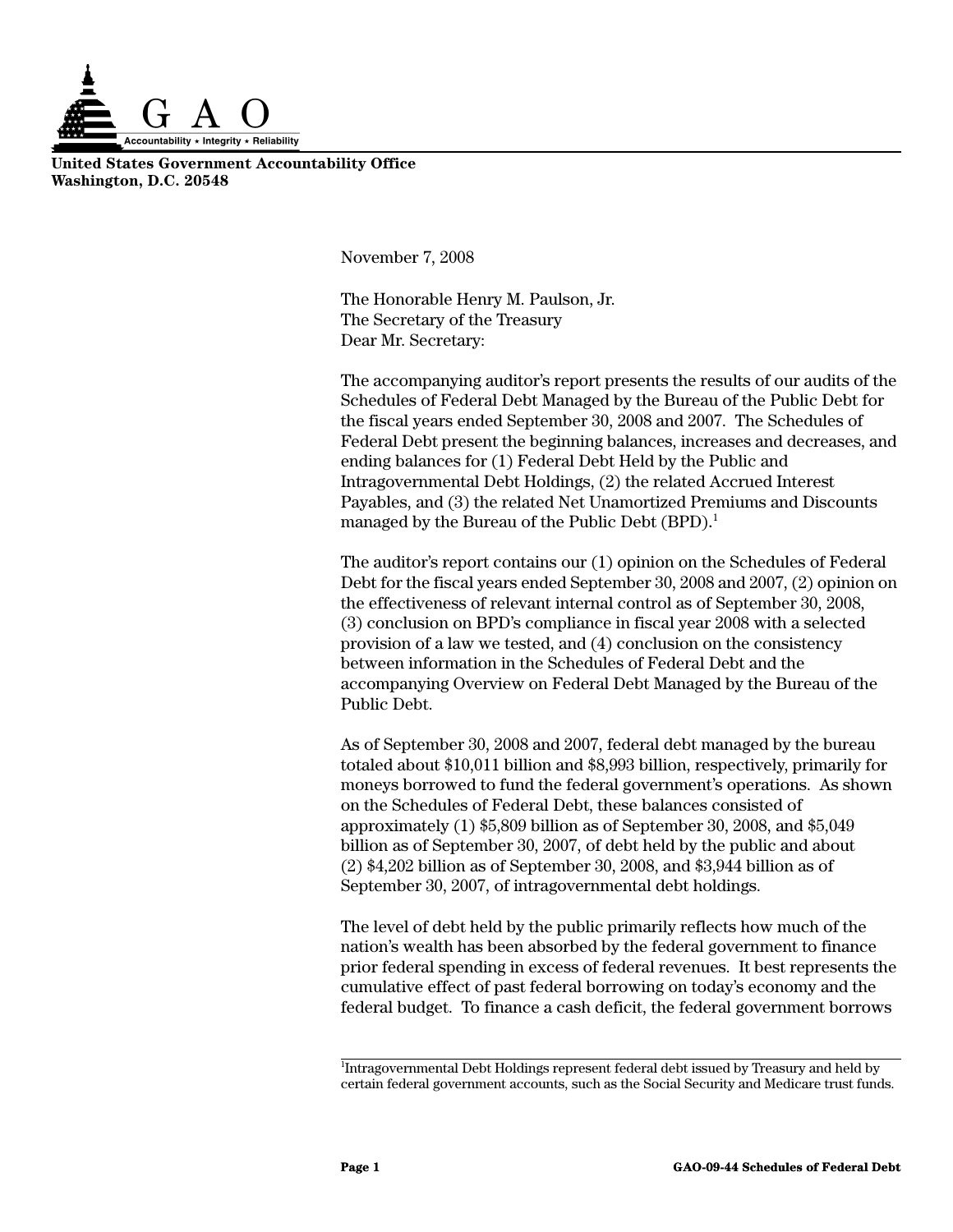**G A O**

Accountability * Integrity * Reliability

**United States Government Accountability Office**
**Washington, D.C. 20548**

November 7, 2008

The Honorable Henry M. Paulson, Jr.
The Secretary of the Treasury
Dear Mr. Secretary:

The accompanying auditor's report presents the results of our audits of the Schedules of Federal Debt Managed by the Bureau of the Public Debt for the fiscal years ended September 30, 2008 and 2007. The Schedules of Federal Debt present the beginning balances, increases and decreases, and ending balances for (1) Federal Debt Held by the Public and Intragovernmental Debt Holdings, (2) the related Accrued Interest Payables, and (3) the related Net Unamortized Premiums and Discounts managed by the Bureau of the Public Debt (BPD).[1]

The auditor's report contains our (1) opinion on the Schedules of Federal Debt for the fiscal years ended September 30, 2008 and 2007, (2) opinion on the effectiveness of relevant internal control as of September 30, 2008, (3) conclusion on BPD's compliance in fiscal year 2008 with a selected provision of a law we tested, and (4) conclusion on the consistency between information in the Schedules of Federal Debt and the accompanying Overview on Federal Debt Managed by the Bureau of the Public Debt.

As of September 30, 2008 and 2007, federal debt managed by the bureau totaled about $10,011 billion and $8,993 billion, respectively, primarily for moneys borrowed to fund the federal government's operations. As shown on the Schedules of Federal Debt, these balances consisted of approximately (1) $5,809 billion as of September 30, 2008, and $5,049 billion as of September 30, 2007, of debt held by the public and about (2) $4,202 billion as of September 30, 2008, and $3,944 billion as of September 30, 2007, of intragovernmental debt holdings.

The level of debt held by the public primarily reflects how much of the nation's wealth has been absorbed by the federal government to finance prior federal spending in excess of federal revenues. It best represents the cumulative effect of past federal borrowing on today's economy and the federal budget. To finance a cash deficit, the federal government borrows

[1] Intragovernmental Debt Holdings represent federal debt issued by Treasury and held by certain federal government accounts, such as the Social Security and Medicare trust funds.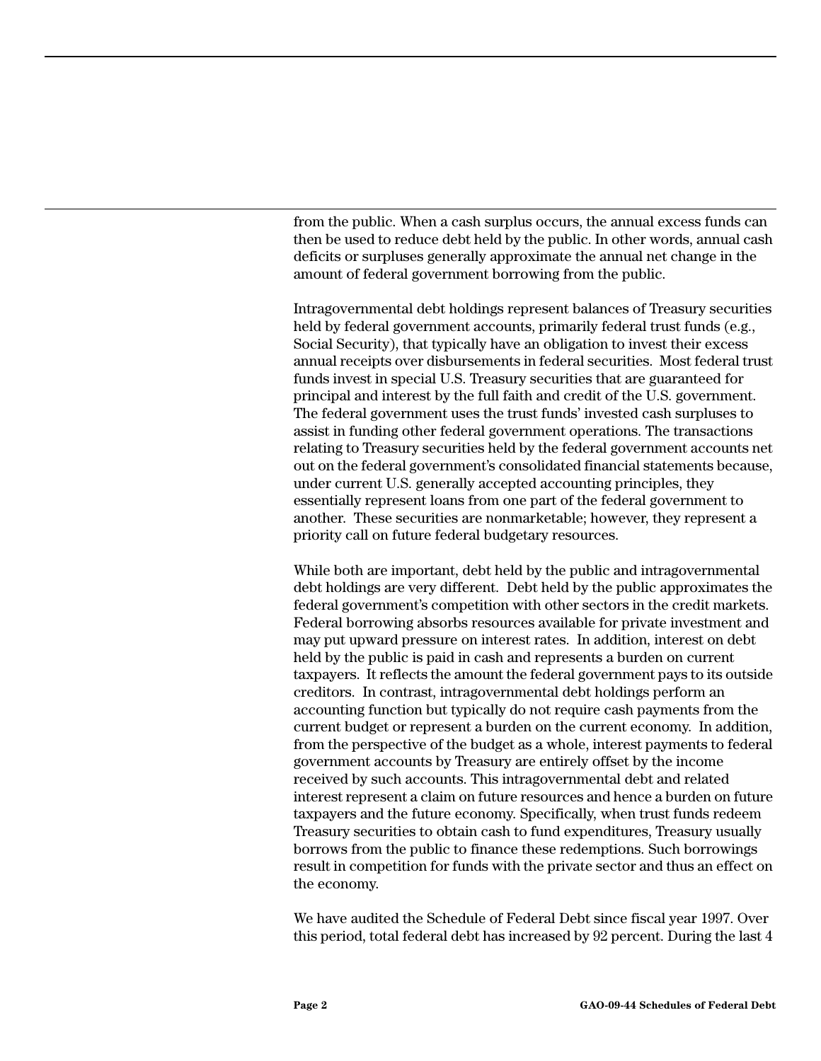from the public. When a cash surplus occurs, the annual excess funds can then be used to reduce debt held by the public. In other words, annual cash deficits or surpluses generally approximate the annual net change in the amount of federal government borrowing from the public.

Intragovernmental debt holdings represent balances of Treasury securities held by federal government accounts, primarily federal trust funds (e.g., Social Security), that typically have an obligation to invest their excess annual receipts over disbursements in federal securities. Most federal trust funds invest in special U.S. Treasury securities that are guaranteed for principal and interest by the full faith and credit of the U.S. government. The federal government uses the trust funds' invested cash surpluses to assist in funding other federal government operations. The transactions relating to Treasury securities held by the federal government accounts net out on the federal government's consolidated financial statements because, under current U.S. generally accepted accounting principles, they essentially represent loans from one part of the federal government to another. These securities are nonmarketable; however, they represent a priority call on future federal budgetary resources.

While both are important, debt held by the public and intragovernmental debt holdings are very different. Debt held by the public approximates the federal government's competition with other sectors in the credit markets. Federal borrowing absorbs resources available for private investment and may put upward pressure on interest rates. In addition, interest on debt held by the public is paid in cash and represents a burden on current taxpayers. It reflects the amount the federal government pays to its outside creditors. In contrast, intragovernmental debt holdings perform an accounting function but typically do not require cash payments from the current budget or represent a burden on the current economy. In addition, from the perspective of the budget as a whole, interest payments to federal government accounts by Treasury are entirely offset by the income received by such accounts. This intragovernmental debt and related interest represent a claim on future resources and hence a burden on future taxpayers and the future economy. Specifically, when trust funds redeem Treasury securities to obtain cash to fund expenditures, Treasury usually borrows from the public to finance these redemptions. Such borrowings result in competition for funds with the private sector and thus an effect on the economy.

We have audited the Schedule of Federal Debt since fiscal year 1997. Over this period, total federal debt has increased by 92 percent. During the last 4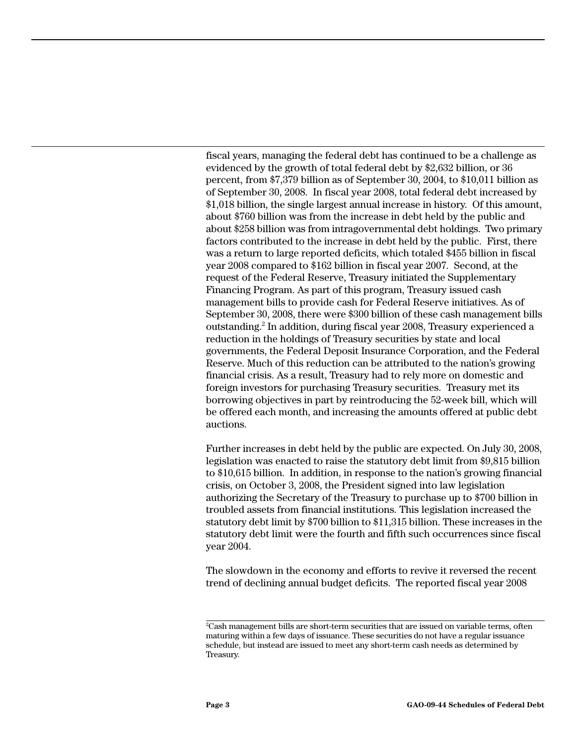fiscal years, managing the federal debt has continued to be a challenge as evidenced by the growth of total federal debt by $2,632 billion, or 36 percent, from $7,379 billion as of September 30, 2004, to $10,011 billion as of September 30, 2008. In fiscal year 2008, total federal debt increased by $1,018 billion, the single largest annual increase in history. Of this amount, about $760 billion was from the increase in debt held by the public and about $258 billion was from intragovernmental debt holdings. Two primary factors contributed to the increase in debt held by the public. First, there was a return to large reported deficits, which totaled $455 billion in fiscal year 2008 compared to $162 billion in fiscal year 2007. Second, at the request of the Federal Reserve, Treasury initiated the Supplementary Financing Program. As part of this program, Treasury issued cash management bills to provide cash for Federal Reserve initiatives. As of September 30, 2008, there were $300 billion of these cash management bills outstanding.[2] In addition, during fiscal year 2008, Treasury experienced a reduction in the holdings of Treasury securities by state and local governments, the Federal Deposit Insurance Corporation, and the Federal Reserve. Much of this reduction can be attributed to the nation's growing financial crisis. As a result, Treasury had to rely more on domestic and foreign investors for purchasing Treasury securities. Treasury met its borrowing objectives in part by reintroducing the 52-week bill, which will be offered each month, and increasing the amounts offered at public debt auctions.

Further increases in debt held by the public are expected. On July 30, 2008, legislation was enacted to raise the statutory debt limit from $9,815 billion to $10,615 billion. In addition, in response to the nation's growing financial crisis, on October 3, 2008, the President signed into law legislation authorizing the Secretary of the Treasury to purchase up to $700 billion in troubled assets from financial institutions. This legislation increased the statutory debt limit by $700 billion to $11,315 billion. These increases in the statutory debt limit were the fourth and fifth such occurrences since fiscal year 2004.

The slowdown in the economy and efforts to revive it reversed the recent trend of declining annual budget deficits. The reported fiscal year 2008

[2] Cash management bills are short-term securities that are issued on variable terms, often maturing within a few days of issuance. These securities do not have a regular issuance schedule, but instead are issued to meet any short-term cash needs as determined by Treasury.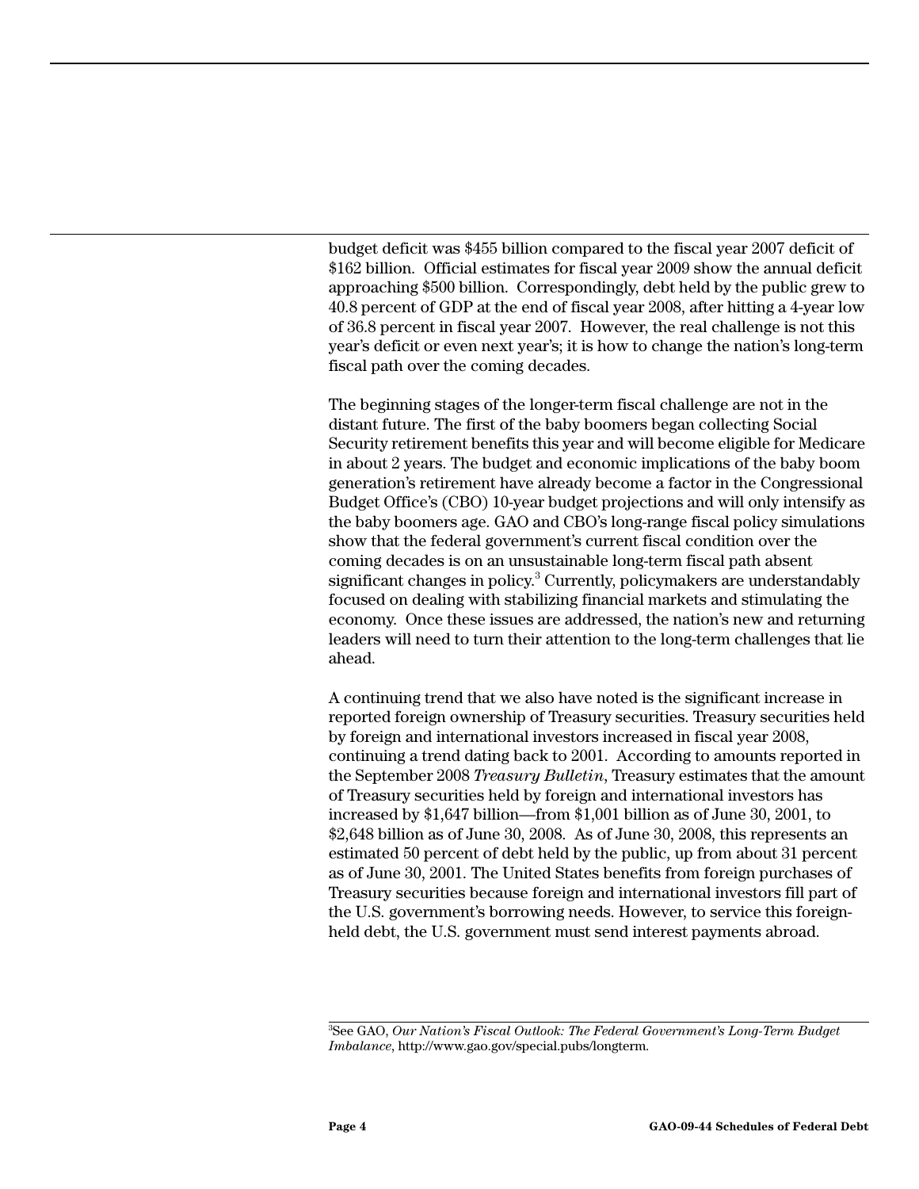budget deficit was $455 billion compared to the fiscal year 2007 deficit of $162 billion. Official estimates for fiscal year 2009 show the annual deficit approaching $500 billion. Correspondingly, debt held by the public grew to 40.8 percent of GDP at the end of fiscal year 2008, after hitting a 4-year low of 36.8 percent in fiscal year 2007. However, the real challenge is not this year's deficit or even next year's; it is how to change the nation's long-term fiscal path over the coming decades.

The beginning stages of the longer-term fiscal challenge are not in the distant future. The first of the baby boomers began collecting Social Security retirement benefits this year and will become eligible for Medicare in about 2 years. The budget and economic implications of the baby boom generation's retirement have already become a factor in the Congressional Budget Office's (CBO) 10-year budget projections and will only intensify as the baby boomers age. GAO and CBO's long-range fiscal policy simulations show that the federal government's current fiscal condition over the coming decades is on an unsustainable long-term fiscal path absent significant changes in policy.[3] Currently, policymakers are understandably focused on dealing with stabilizing financial markets and stimulating the economy. Once these issues are addressed, the nation's new and returning leaders will need to turn their attention to the long-term challenges that lie ahead.

A continuing trend that we also have noted is the significant increase in reported foreign ownership of Treasury securities. Treasury securities held by foreign and international investors increased in fiscal year 2008, continuing a trend dating back to 2001. According to amounts reported in the September 2008 *Treasury Bulletin*, Treasury estimates that the amount of Treasury securities held by foreign and international investors has increased by $1,647 billion—from $1,001 billion as of June 30, 2001, to $2,648 billion as of June 30, 2008. As of June 30, 2008, this represents an estimated 50 percent of debt held by the public, up from about 31 percent as of June 30, 2001. The United States benefits from foreign purchases of Treasury securities because foreign and international investors fill part of the U.S. government's borrowing needs. However, to service this foreign-held debt, the U.S. government must send interest payments abroad.

[3] See GAO, *Our Nation's Fiscal Outlook: The Federal Government's Long-Term Budget Imbalance*, http://www.gao.gov/special.pubs/longterm.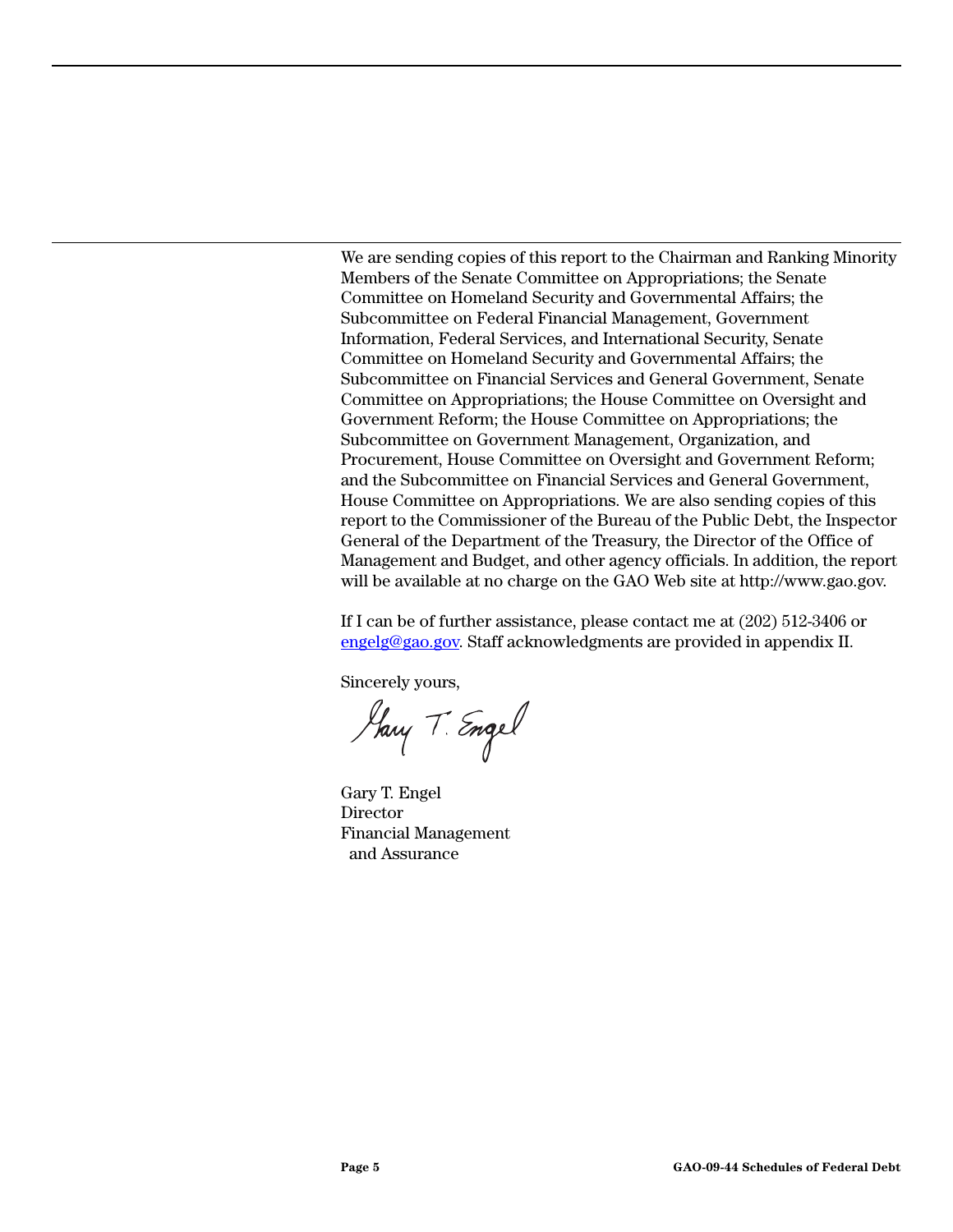We are sending copies of this report to the Chairman and Ranking Minority Members of the Senate Committee on Appropriations; the Senate Committee on Homeland Security and Governmental Affairs; the Subcommittee on Federal Financial Management, Government Information, Federal Services, and International Security, Senate Committee on Homeland Security and Governmental Affairs; the Subcommittee on Financial Services and General Government, Senate Committee on Appropriations; the House Committee on Oversight and Government Reform; the House Committee on Appropriations; the Subcommittee on Government Management, Organization, and Procurement, House Committee on Oversight and Government Reform; and the Subcommittee on Financial Services and General Government, House Committee on Appropriations. We are also sending copies of this report to the Commissioner of the Bureau of the Public Debt, the Inspector General of the Department of the Treasury, the Director of the Office of Management and Budget, and other agency officials. In addition, the report will be available at no charge on the GAO Web site at http://www.gao.gov.

If I can be of further assistance, please contact me at (202) 512-3406 or engelg@gao.gov. Staff acknowledgments are provided in appendix II.

Sincerely yours,

Gary T. Engel

Gary T. Engel
Director
Financial Management
and Assurance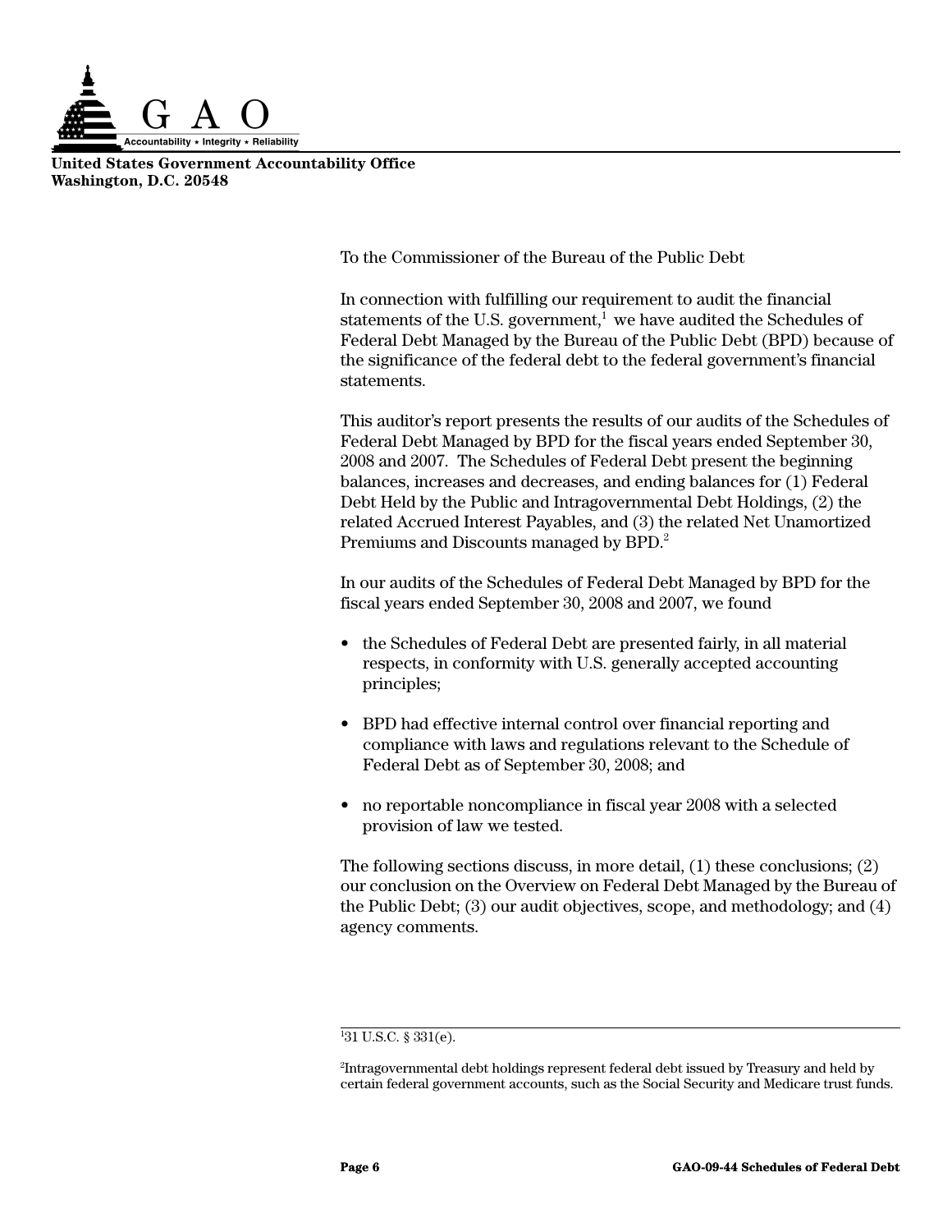**United States Government Accountability Office**
**Washington, D.C. 20548**

To the Commissioner of the Bureau of the Public Debt

In connection with fulfilling our requirement to audit the financial statements of the U.S. government,[1] we have audited the Schedules of Federal Debt Managed by the Bureau of the Public Debt (BPD) because of the significance of the federal debt to the federal government's financial statements.

This auditor's report presents the results of our audits of the Schedules of Federal Debt Managed by BPD for the fiscal years ended September 30, 2008 and 2007. The Schedules of Federal Debt present the beginning balances, increases and decreases, and ending balances for (1) Federal Debt Held by the Public and Intragovernmental Debt Holdings, (2) the related Accrued Interest Payables, and (3) the related Net Unamortized Premiums and Discounts managed by BPD.[2]

In our audits of the Schedules of Federal Debt Managed by BPD for the fiscal years ended September 30, 2008 and 2007, we found

- the Schedules of Federal Debt are presented fairly, in all material respects, in conformity with U.S. generally accepted accounting principles;
- BPD had effective internal control over financial reporting and compliance with laws and regulations relevant to the Schedule of Federal Debt as of September 30, 2008; and
- no reportable noncompliance in fiscal year 2008 with a selected provision of law we tested.

The following sections discuss, in more detail, (1) these conclusions; (2) our conclusion on the Overview on Federal Debt Managed by the Bureau of the Public Debt; (3) our audit objectives, scope, and methodology; and (4) agency comments.

---

[1] 31 U.S.C. § 331(e).

[2] Intragovernmental debt holdings represent federal debt issued by Treasury and held by certain federal government accounts, such as the Social Security and Medicare trust funds.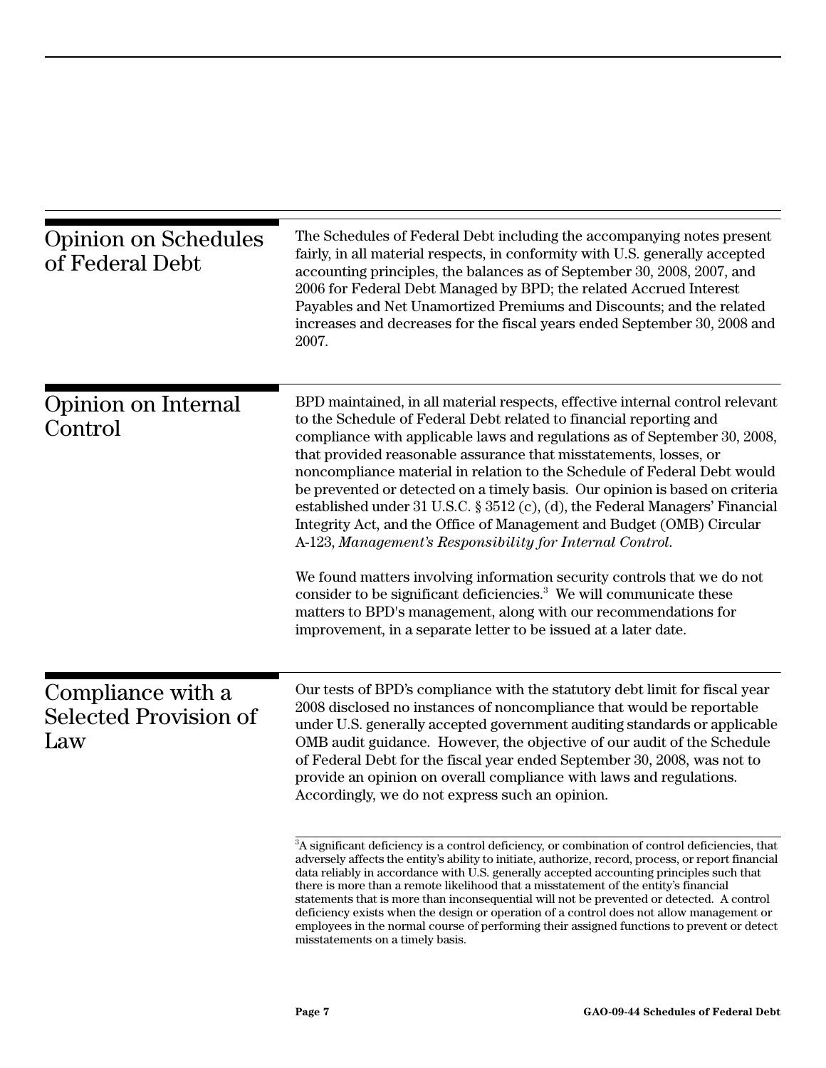## Opinion on Schedules of Federal Debt

The Schedules of Federal Debt including the accompanying notes present fairly, in all material respects, in conformity with U.S. generally accepted accounting principles, the balances as of September 30, 2008, 2007, and 2006 for Federal Debt Managed by BPD; the related Accrued Interest Payables and Net Unamortized Premiums and Discounts; and the related increases and decreases for the fiscal years ended September 30, 2008 and 2007.

## Opinion on Internal Control

BPD maintained, in all material respects, effective internal control relevant to the Schedule of Federal Debt related to financial reporting and compliance with applicable laws and regulations as of September 30, 2008, that provided reasonable assurance that misstatements, losses, or noncompliance material in relation to the Schedule of Federal Debt would be prevented or detected on a timely basis. Our opinion is based on criteria established under 31 U.S.C. § 3512 (c), (d), the Federal Managers' Financial Integrity Act, and the Office of Management and Budget (OMB) Circular A-123, *Management's Responsibility for Internal Control*.

We found matters involving information security controls that we do not consider to be significant deficiencies.[3] We will communicate these matters to BPD's management, along with our recommendations for improvement, in a separate letter to be issued at a later date.

## Compliance with a Selected Provision of Law

Our tests of BPD's compliance with the statutory debt limit for fiscal year 2008 disclosed no instances of noncompliance that would be reportable under U.S. generally accepted government auditing standards or applicable OMB audit guidance. However, the objective of our audit of the Schedule of Federal Debt for the fiscal year ended September 30, 2008, was not to provide an opinion on overall compliance with laws and regulations. Accordingly, we do not express such an opinion.

---

[3] A significant deficiency is a control deficiency, or combination of control deficiencies, that adversely affects the entity's ability to initiate, authorize, record, process, or report financial data reliably in accordance with U.S. generally accepted accounting principles such that there is more than a remote likelihood that a misstatement of the entity's financial statements that is more than inconsequential will not be prevented or detected. A control deficiency exists when the design or operation of a control does not allow management or employees in the normal course of performing their assigned functions to prevent or detect misstatements on a timely basis.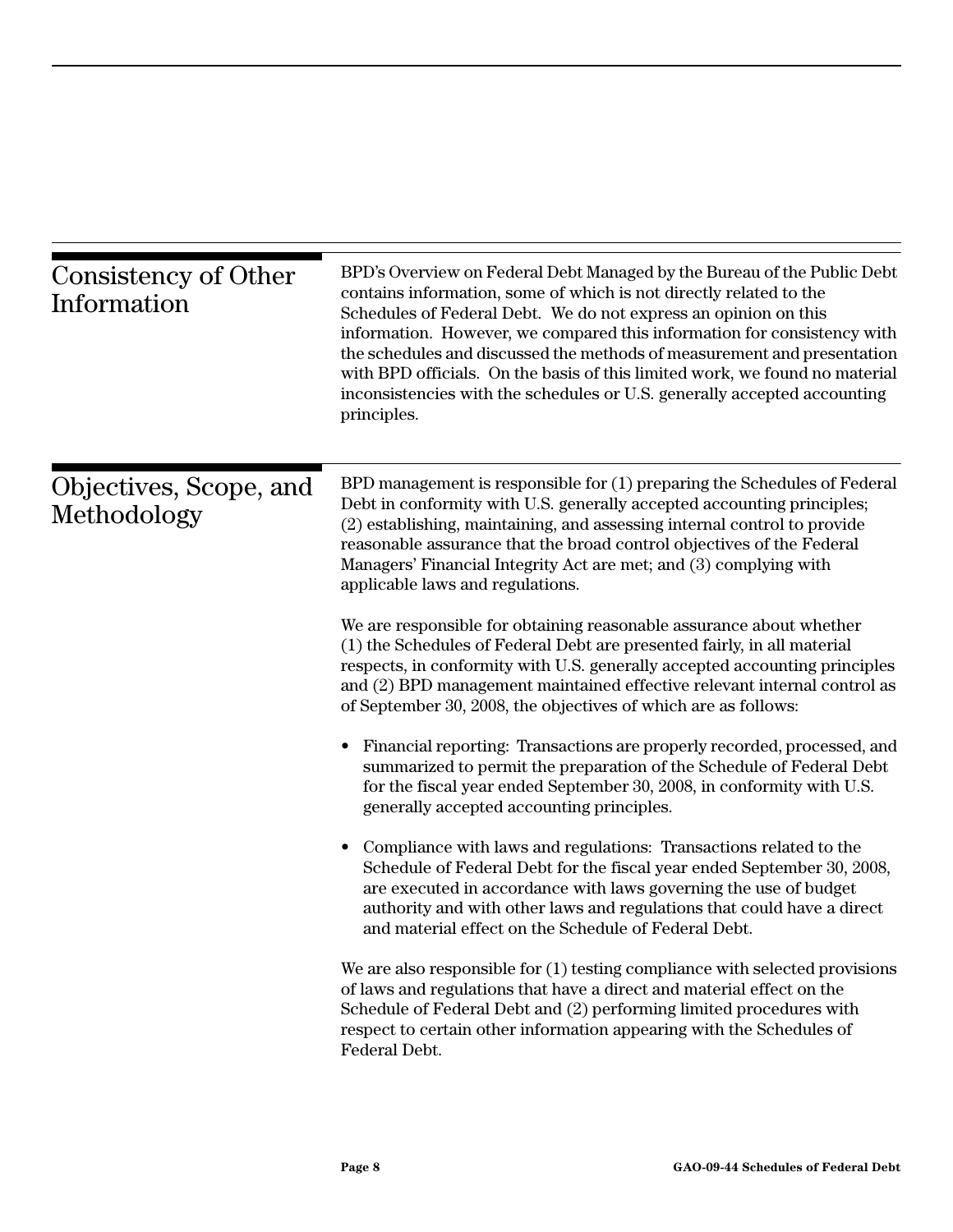## Consistency of Other Information

BPD's Overview on Federal Debt Managed by the Bureau of the Public Debt contains information, some of which is not directly related to the Schedules of Federal Debt. We do not express an opinion on this information. However, we compared this information for consistency with the schedules and discussed the methods of measurement and presentation with BPD officials. On the basis of this limited work, we found no material inconsistencies with the schedules or U.S. generally accepted accounting principles.

## Objectives, Scope, and Methodology

BPD management is responsible for (1) preparing the Schedules of Federal Debt in conformity with U.S. generally accepted accounting principles; (2) establishing, maintaining, and assessing internal control to provide reasonable assurance that the broad control objectives of the Federal Managers' Financial Integrity Act are met; and (3) complying with applicable laws and regulations.

We are responsible for obtaining reasonable assurance about whether (1) the Schedules of Federal Debt are presented fairly, in all material respects, in conformity with U.S. generally accepted accounting principles and (2) BPD management maintained effective relevant internal control as of September 30, 2008, the objectives of which are as follows:

- Financial reporting: Transactions are properly recorded, processed, and summarized to permit the preparation of the Schedule of Federal Debt for the fiscal year ended September 30, 2008, in conformity with U.S. generally accepted accounting principles.
- Compliance with laws and regulations: Transactions related to the Schedule of Federal Debt for the fiscal year ended September 30, 2008, are executed in accordance with laws governing the use of budget authority and with other laws and regulations that could have a direct and material effect on the Schedule of Federal Debt.

We are also responsible for (1) testing compliance with selected provisions of laws and regulations that have a direct and material effect on the Schedule of Federal Debt and (2) performing limited procedures with respect to certain other information appearing with the Schedules of Federal Debt.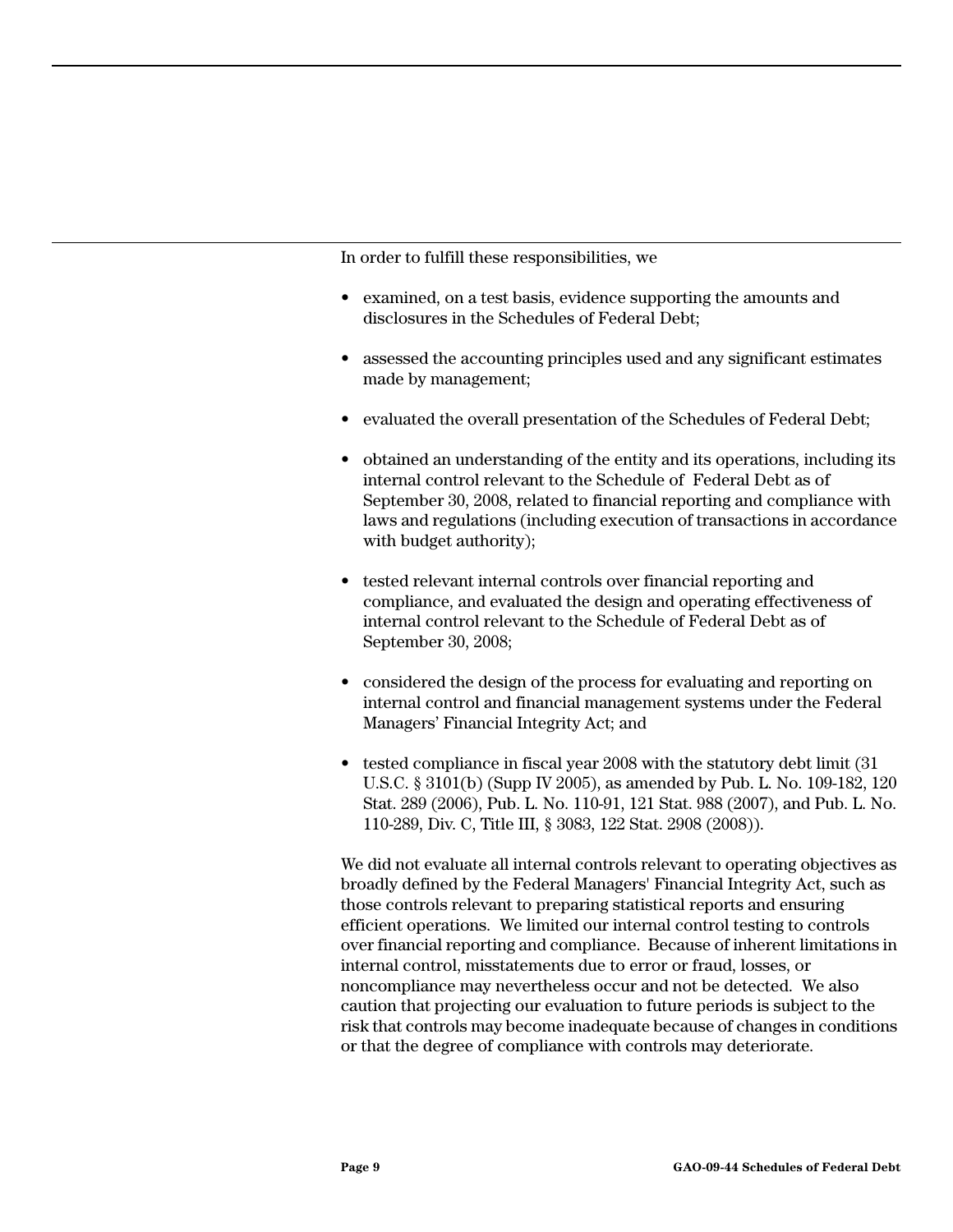In order to fulfill these responsibilities, we

- examined, on a test basis, evidence supporting the amounts and disclosures in the Schedules of Federal Debt;
- assessed the accounting principles used and any significant estimates made by management;
- evaluated the overall presentation of the Schedules of Federal Debt;
- obtained an understanding of the entity and its operations, including its internal control relevant to the Schedule of Federal Debt as of September 30, 2008, related to financial reporting and compliance with laws and regulations (including execution of transactions in accordance with budget authority);
- tested relevant internal controls over financial reporting and compliance, and evaluated the design and operating effectiveness of internal control relevant to the Schedule of Federal Debt as of September 30, 2008;
- considered the design of the process for evaluating and reporting on internal control and financial management systems under the Federal Managers' Financial Integrity Act; and
- tested compliance in fiscal year 2008 with the statutory debt limit (31 U.S.C. § 3101(b) (Supp IV 2005), as amended by Pub. L. No. 109-182, 120 Stat. 289 (2006), Pub. L. No. 110-91, 121 Stat. 988 (2007), and Pub. L. No. 110-289, Div. C, Title III, § 3083, 122 Stat. 2908 (2008)).

We did not evaluate all internal controls relevant to operating objectives as broadly defined by the Federal Managers' Financial Integrity Act, such as those controls relevant to preparing statistical reports and ensuring efficient operations. We limited our internal control testing to controls over financial reporting and compliance. Because of inherent limitations in internal control, misstatements due to error or fraud, losses, or noncompliance may nevertheless occur and not be detected. We also caution that projecting our evaluation to future periods is subject to the risk that controls may become inadequate because of changes in conditions or that the degree of compliance with controls may deteriorate.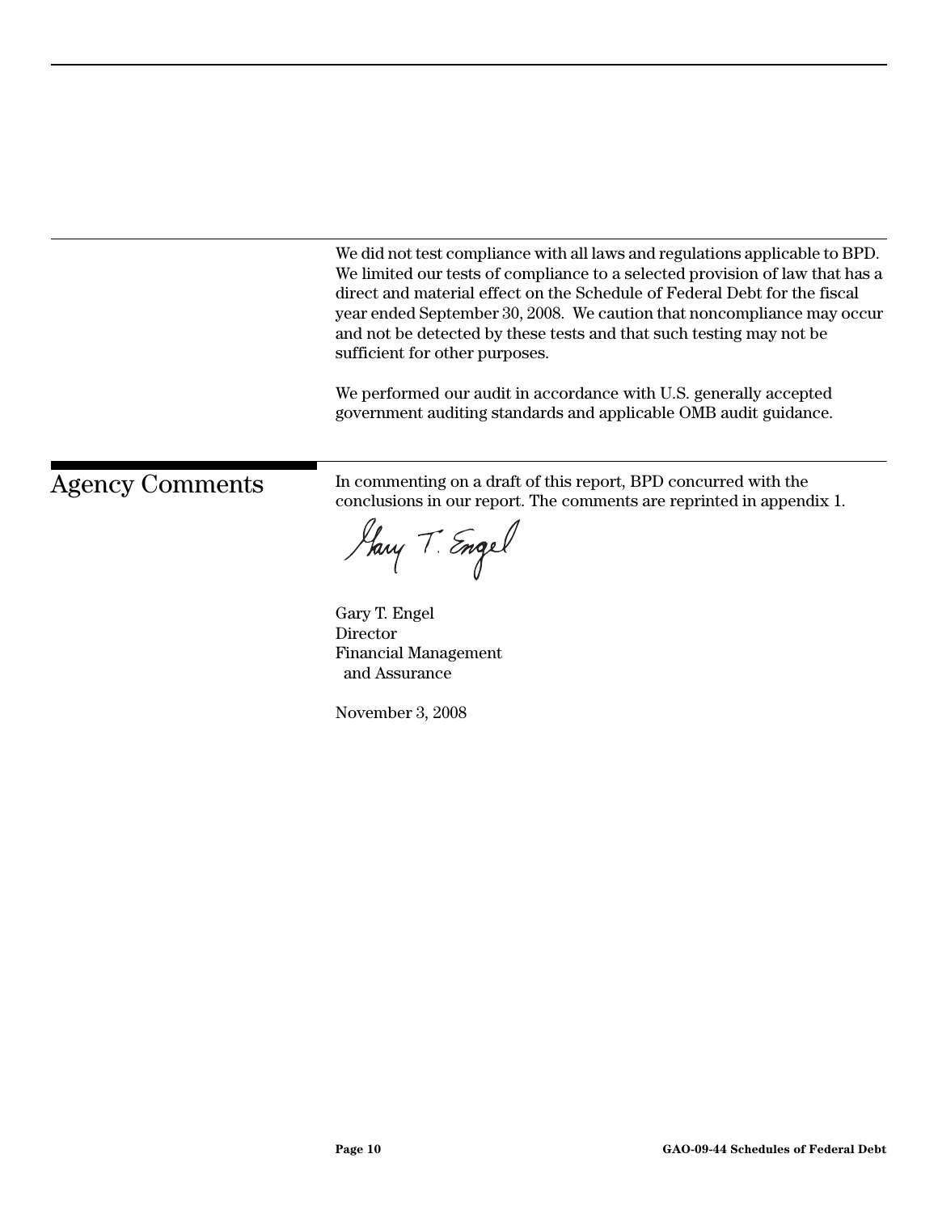We did not test compliance with all laws and regulations applicable to BPD. We limited our tests of compliance to a selected provision of law that has a direct and material effect on the Schedule of Federal Debt for the fiscal year ended September 30, 2008. We caution that noncompliance may occur and not be detected by these tests and that such testing may not be sufficient for other purposes.

We performed our audit in accordance with U.S. generally accepted government auditing standards and applicable OMB audit guidance.

## Agency Comments

In commenting on a draft of this report, BPD concurred with the conclusions in our report. The comments are reprinted in appendix 1.

Gary T. Engel
Director
Financial Management
and Assurance

November 3, 2008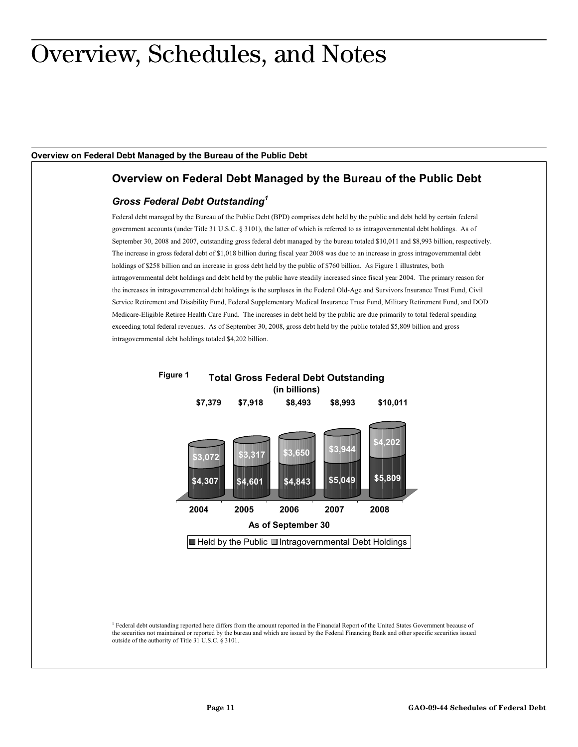# Overview, Schedules, and Notes

**Overview on Federal Debt Managed by the Bureau of the Public Debt**

## Overview on Federal Debt Managed by the Bureau of the Public Debt

### *Gross Federal Debt Outstanding*[1]

Federal debt managed by the Bureau of the Public Debt (BPD) comprises debt held by the public and debt held by certain federal government accounts (under Title 31 U.S.C. § 3101), the latter of which is referred to as intragovernmental debt holdings. As of September 30, 2008 and 2007, outstanding gross federal debt managed by the bureau totaled $10,011 and $8,993 billion, respectively. The increase in gross federal debt of $1,018 billion during fiscal year 2008 was due to an increase in gross intragovernmental debt holdings of $258 billion and an increase in gross debt held by the public of $760 billion. As Figure 1 illustrates, both intragovernmental debt holdings and debt held by the public have steadily increased since fiscal year 2004. The primary reason for the increases in intragovernmental debt holdings is the surpluses in the Federal Old-Age and Survivors Insurance Trust Fund, Civil Service Retirement and Disability Fund, Federal Supplementary Medical Insurance Trust Fund, Military Retirement Fund, and DOD Medicare-Eligible Retiree Health Care Fund. The increases in debt held by the public are due primarily to total federal spending exceeding total federal revenues. As of September 30, 2008, gross debt held by the public totaled $5,809 billion and gross intragovernmental debt holdings totaled $4,202 billion.

Figure 1 **Total Gross Federal Debt Outstanding (in billions)**

| As of September 30 | 2004 | 2005 | 2006 | 2007 | 2008 |
|---|---|---|---|---|---|
| Total | $7,379 | $7,918 | $8,493 | $8,993 | $10,011 |
| Intragovernmental Debt Holdings | $3,072 | $3,317 | $3,650 | $3,944 | $4,202 |
| Held by the Public | $4,307 | $4,601 | $4,843 | $5,049 | $5,809 |

[1] Federal debt outstanding reported here differs from the amount reported in the Financial Report of the United States Government because of the securities not maintained or reported by the bureau and which are issued by the Federal Financing Bank and other specific securities issued outside of the authority of Title 31 U.S.C. § 3101.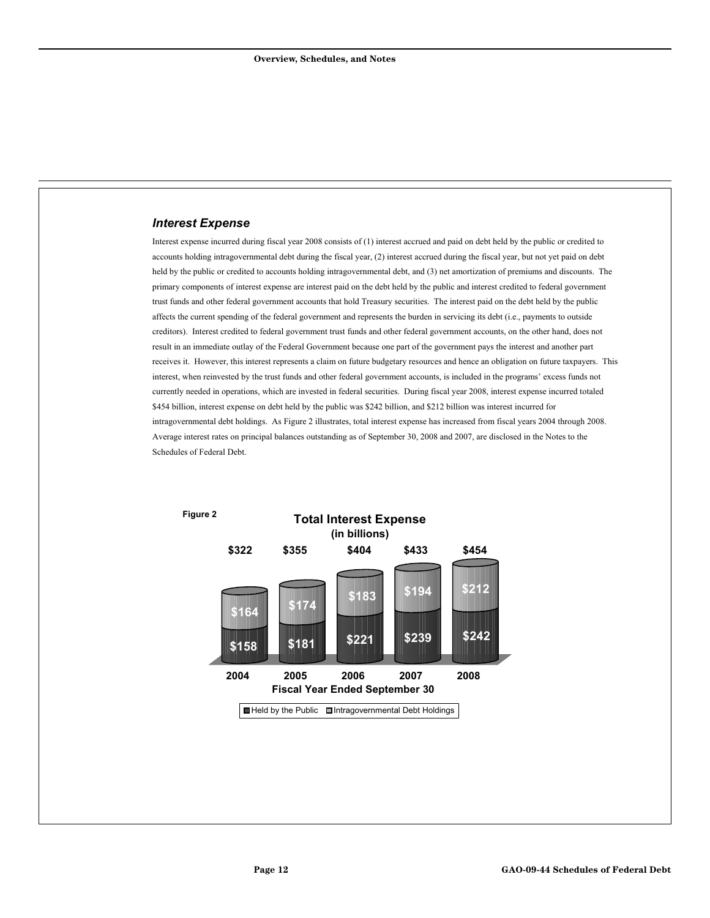## *Interest Expense*

Interest expense incurred during fiscal year 2008 consists of (1) interest accrued and paid on debt held by the public or credited to accounts holding intragovernmental debt during the fiscal year, (2) interest accrued during the fiscal year, but not yet paid on debt held by the public or credited to accounts holding intragovernmental debt, and (3) net amortization of premiums and discounts. The primary components of interest expense are interest paid on the debt held by the public and interest credited to federal government trust funds and other federal government accounts that hold Treasury securities. The interest paid on the debt held by the public affects the current spending of the federal government and represents the burden in servicing its debt (i.e., payments to outside creditors). Interest credited to federal government trust funds and other federal government accounts, on the other hand, does not result in an immediate outlay of the Federal Government because one part of the government pays the interest and another part receives it. However, this interest represents a claim on future budgetary resources and hence an obligation on future taxpayers. This interest, when reinvested by the trust funds and other federal government accounts, is included in the programs' excess funds not currently needed in operations, which are invested in federal securities. During fiscal year 2008, interest expense incurred totaled $454 billion, interest expense on debt held by the public was $242 billion, and $212 billion was interest incurred for intragovernmental debt holdings. As Figure 2 illustrates, total interest expense has increased from fiscal years 2004 through 2008. Average interest rates on principal balances outstanding as of September 30, 2008 and 2007, are disclosed in the Notes to the Schedules of Federal Debt.

Figure 2

**Total Interest Expense (in billions)**

| Fiscal Year Ended September 30 | Held by the Public | Intragovernmental Debt Holdings | Total |
|---|---|---|---|
| 2004 | $158 | $164 | $322 |
| 2005 | $181 | $174 | $355 |
| 2006 | $221 | $183 | $404 |
| 2007 | $239 | $194 | $433 |
| 2008 | $242 | $212 | $454 |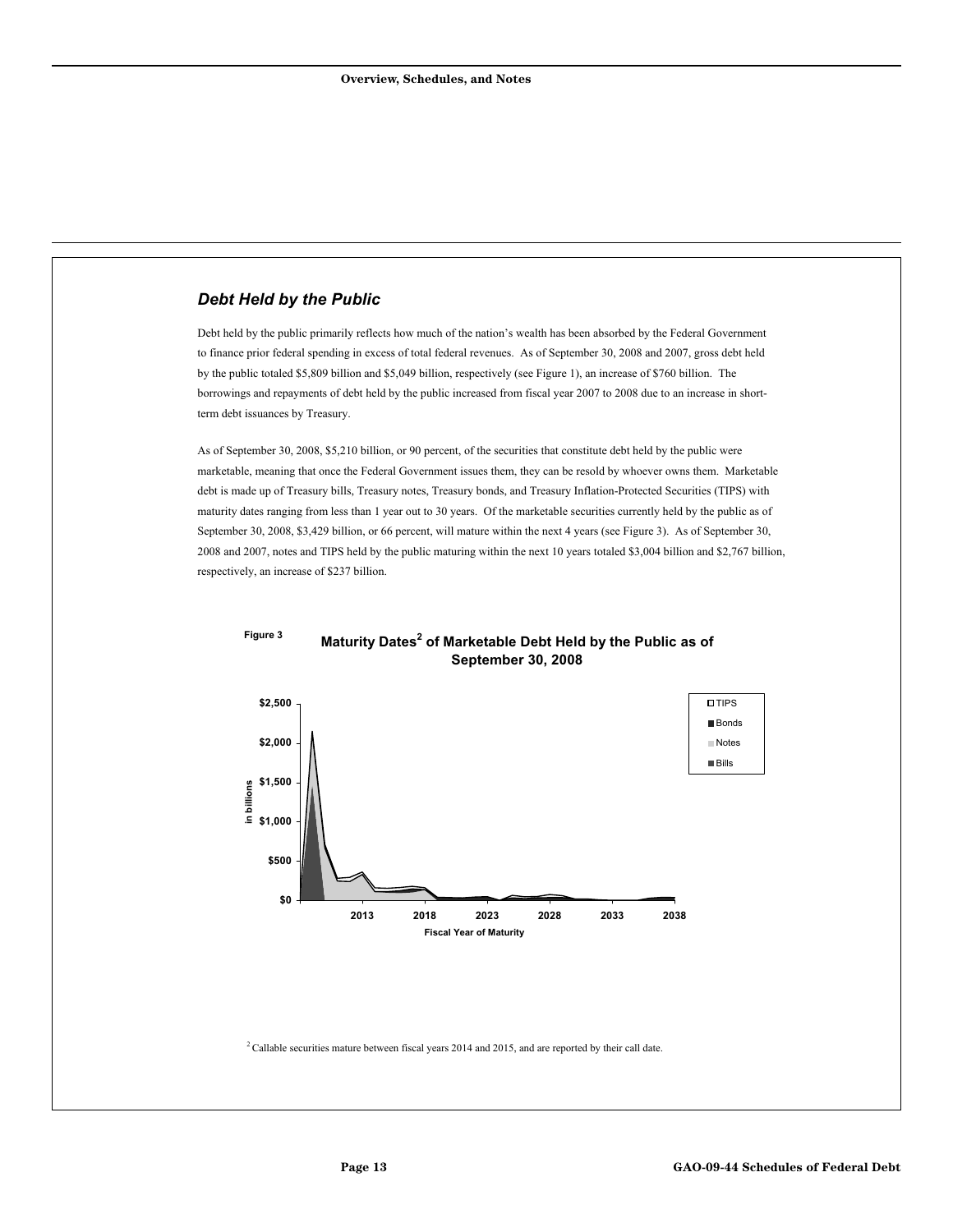## *Debt Held by the Public*

Debt held by the public primarily reflects how much of the nation's wealth has been absorbed by the Federal Government to finance prior federal spending in excess of total federal revenues. As of September 30, 2008 and 2007, gross debt held by the public totaled $5,809 billion and $5,049 billion, respectively (see Figure 1), an increase of $760 billion. The borrowings and repayments of debt held by the public increased from fiscal year 2007 to 2008 due to an increase in short-term debt issuances by Treasury.

As of September 30, 2008, $5,210 billion, or 90 percent, of the securities that constitute debt held by the public were marketable, meaning that once the Federal Government issues them, they can be resold by whoever owns them. Marketable debt is made up of Treasury bills, Treasury notes, Treasury bonds, and Treasury Inflation-Protected Securities (TIPS) with maturity dates ranging from less than 1 year out to 30 years. Of the marketable securities currently held by the public as of September 30, 2008, $3,429 billion, or 66 percent, will mature within the next 4 years (see Figure 3). As of September 30, 2008 and 2007, notes and TIPS held by the public maturing within the next 10 years totaled $3,004 billion and $2,767 billion, respectively, an increase of $237 billion.

Figure 3

**Maturity Dates[2] of Marketable Debt Held by the Public as of September 30, 2008**

[2] Callable securities mature between fiscal years 2014 and 2015, and are reported by their call date.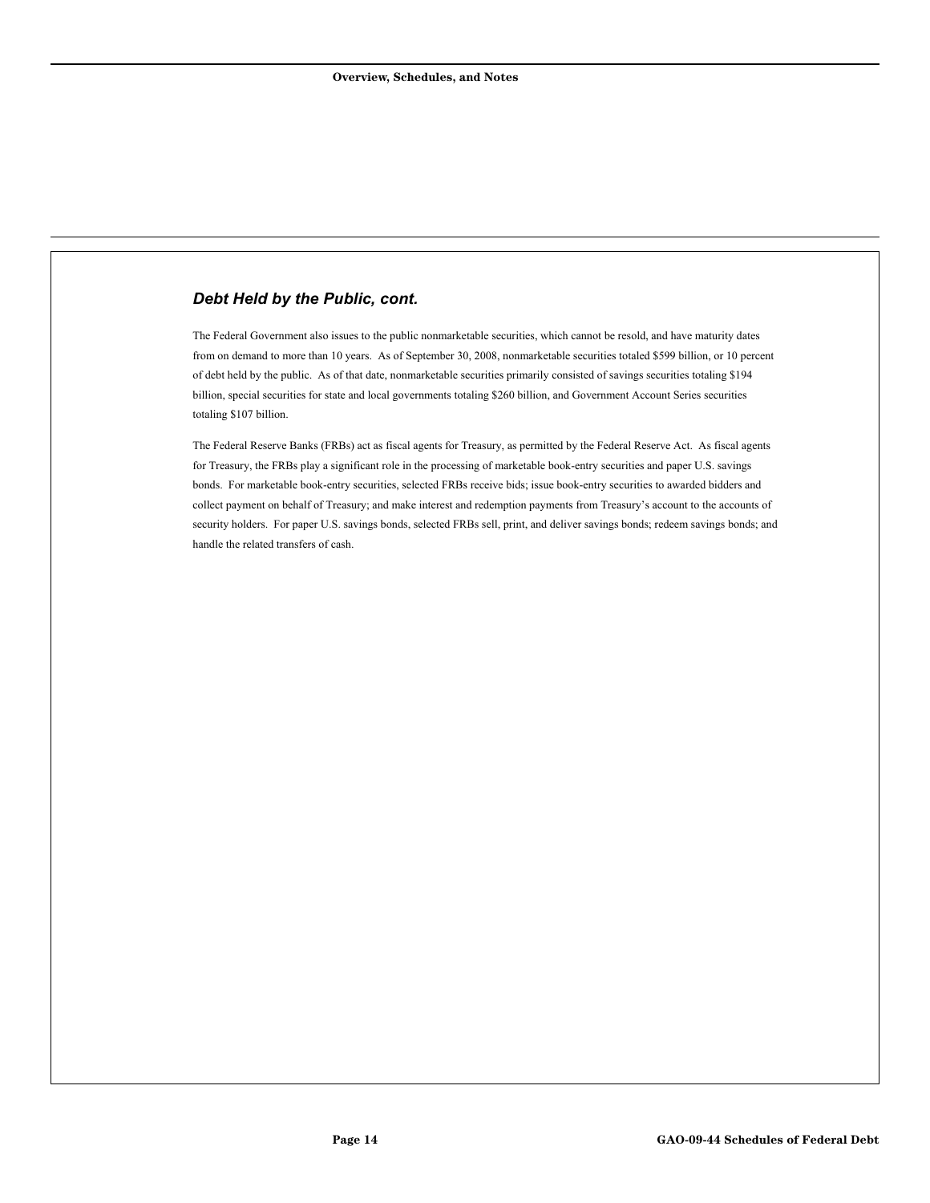### *Debt Held by the Public, cont.*

The Federal Government also issues to the public nonmarketable securities, which cannot be resold, and have maturity dates from on demand to more than 10 years. As of September 30, 2008, nonmarketable securities totaled $599 billion, or 10 percent of debt held by the public. As of that date, nonmarketable securities primarily consisted of savings securities totaling $194 billion, special securities for state and local governments totaling $260 billion, and Government Account Series securities totaling $107 billion.

The Federal Reserve Banks (FRBs) act as fiscal agents for Treasury, as permitted by the Federal Reserve Act. As fiscal agents for Treasury, the FRBs play a significant role in the processing of marketable book-entry securities and paper U.S. savings bonds. For marketable book-entry securities, selected FRBs receive bids; issue book-entry securities to awarded bidders and collect payment on behalf of Treasury; and make interest and redemption payments from Treasury's account to the accounts of security holders. For paper U.S. savings bonds, selected FRBs sell, print, and deliver savings bonds; redeem savings bonds; and handle the related transfers of cash.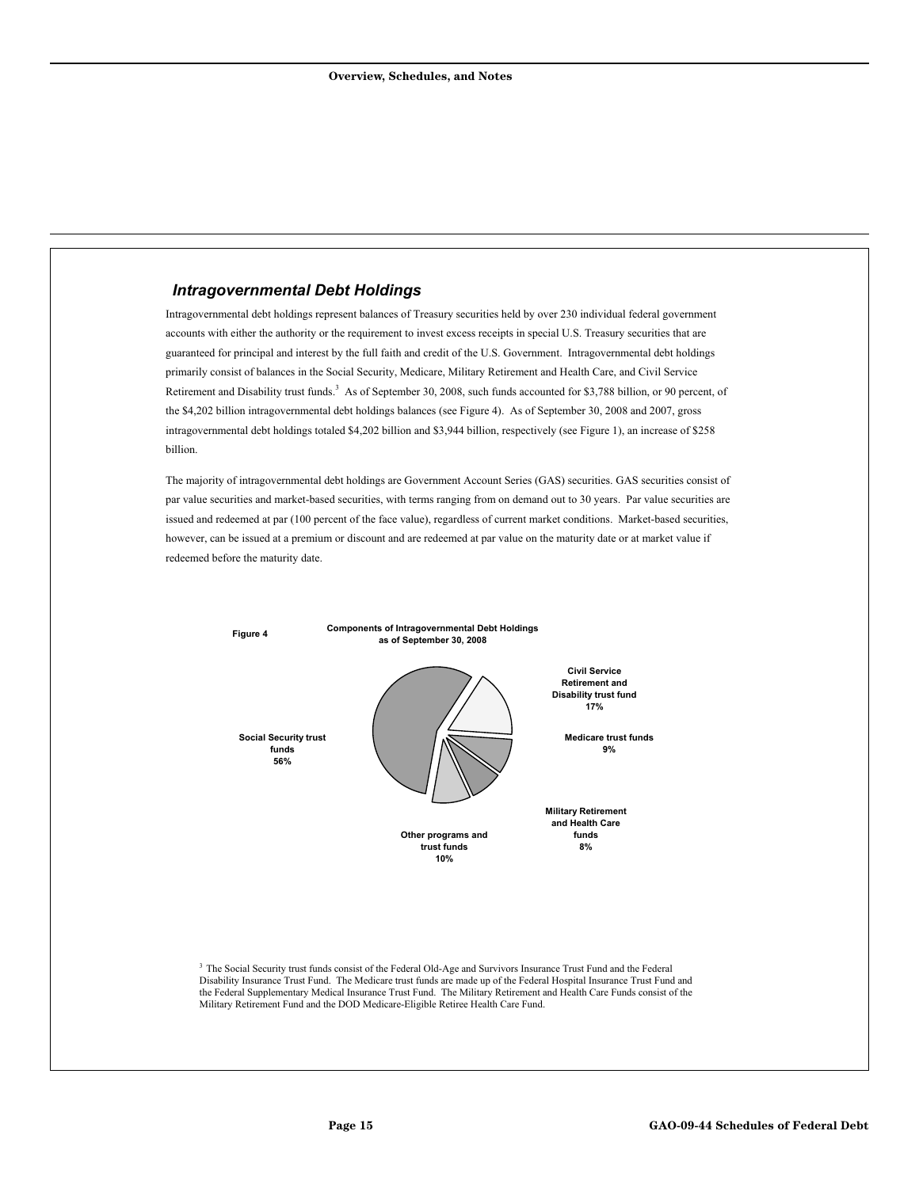## *Intragovernmental Debt Holdings*

Intragovernmental debt holdings represent balances of Treasury securities held by over 230 individual federal government accounts with either the authority or the requirement to invest excess receipts in special U.S. Treasury securities that are guaranteed for principal and interest by the full faith and credit of the U.S. Government. Intragovernmental debt holdings primarily consist of balances in the Social Security, Medicare, Military Retirement and Health Care, and Civil Service Retirement and Disability trust funds.[3] As of September 30, 2008, such funds accounted for $3,788 billion, or 90 percent, of the $4,202 billion intragovernmental debt holdings balances (see Figure 4). As of September 30, 2008 and 2007, gross intragovernmental debt holdings totaled $4,202 billion and $3,944 billion, respectively (see Figure 1), an increase of $258 billion.

The majority of intragovernmental debt holdings are Government Account Series (GAS) securities. GAS securities consist of par value securities and market-based securities, with terms ranging from on demand out to 30 years. Par value securities are issued and redeemed at par (100 percent of the face value), regardless of current market conditions. Market-based securities, however, can be issued at a premium or discount and are redeemed at par value on the maturity date or at market value if redeemed before the maturity date.

**Figure 4** **Components of Intragovernmental Debt Holdings as of September 30, 2008**

| Component | Percent |
|---|---|
| Social Security trust funds | 56% |
| Civil Service Retirement and Disability trust fund | 17% |
| Medicare trust funds | 9% |
| Military Retirement and Health Care funds | 8% |
| Other programs and trust funds | 10% |

[3] The Social Security trust funds consist of the Federal Old-Age and Survivors Insurance Trust Fund and the Federal Disability Insurance Trust Fund. The Medicare trust funds are made up of the Federal Hospital Insurance Trust Fund and the Federal Supplementary Medical Insurance Trust Fund. The Military Retirement and Health Care Funds consist of the Military Retirement Fund and the DOD Medicare-Eligible Retiree Health Care Fund.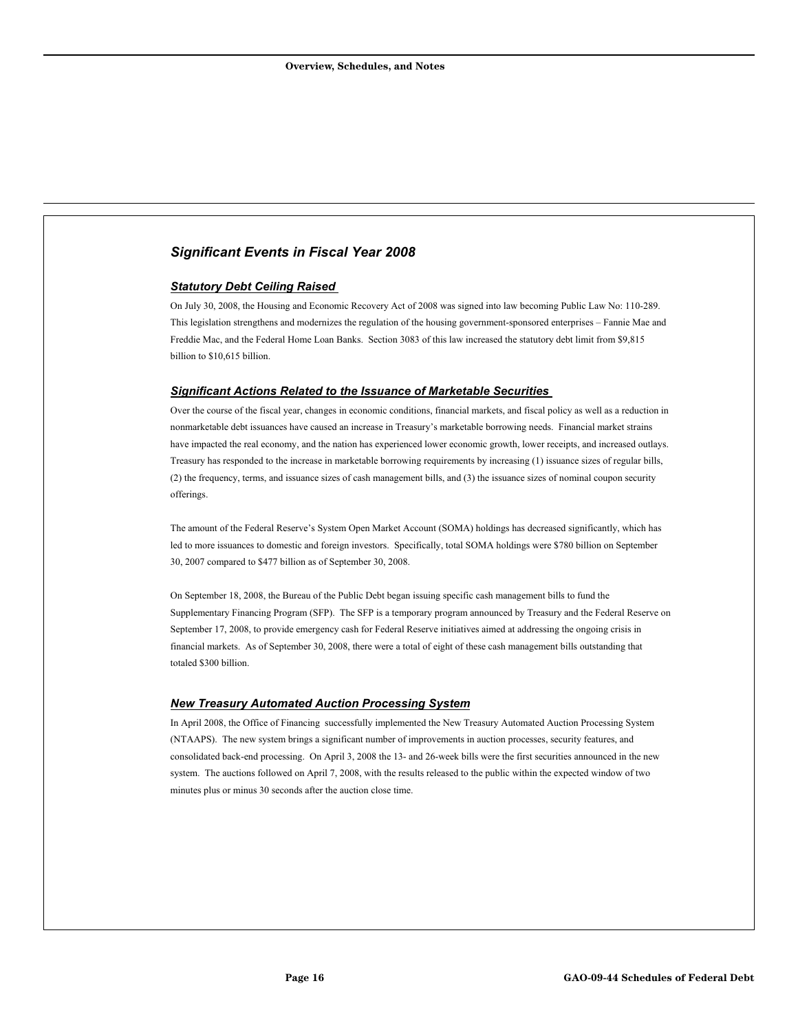## Significant Events in Fiscal Year 2008

### Statutory Debt Ceiling Raised

On July 30, 2008, the Housing and Economic Recovery Act of 2008 was signed into law becoming Public Law No: 110-289. This legislation strengthens and modernizes the regulation of the housing government-sponsored enterprises – Fannie Mae and Freddie Mac, and the Federal Home Loan Banks. Section 3083 of this law increased the statutory debt limit from $9,815 billion to $10,615 billion.

### Significant Actions Related to the Issuance of Marketable Securities

Over the course of the fiscal year, changes in economic conditions, financial markets, and fiscal policy as well as a reduction in nonmarketable debt issuances have caused an increase in Treasury's marketable borrowing needs. Financial market strains have impacted the real economy, and the nation has experienced lower economic growth, lower receipts, and increased outlays. Treasury has responded to the increase in marketable borrowing requirements by increasing (1) issuance sizes of regular bills, (2) the frequency, terms, and issuance sizes of cash management bills, and (3) the issuance sizes of nominal coupon security offerings.

The amount of the Federal Reserve's System Open Market Account (SOMA) holdings has decreased significantly, which has led to more issuances to domestic and foreign investors. Specifically, total SOMA holdings were $780 billion on September 30, 2007 compared to $477 billion as of September 30, 2008.

On September 18, 2008, the Bureau of the Public Debt began issuing specific cash management bills to fund the Supplementary Financing Program (SFP). The SFP is a temporary program announced by Treasury and the Federal Reserve on September 17, 2008, to provide emergency cash for Federal Reserve initiatives aimed at addressing the ongoing crisis in financial markets. As of September 30, 2008, there were a total of eight of these cash management bills outstanding that totaled $300 billion.

### New Treasury Automated Auction Processing System

In April 2008, the Office of Financing successfully implemented the New Treasury Automated Auction Processing System (NTAAPS). The new system brings a significant number of improvements in auction processes, security features, and consolidated back-end processing. On April 3, 2008 the 13- and 26-week bills were the first securities announced in the new system. The auctions followed on April 7, 2008, with the results released to the public within the expected window of two minutes plus or minus 30 seconds after the auction close time.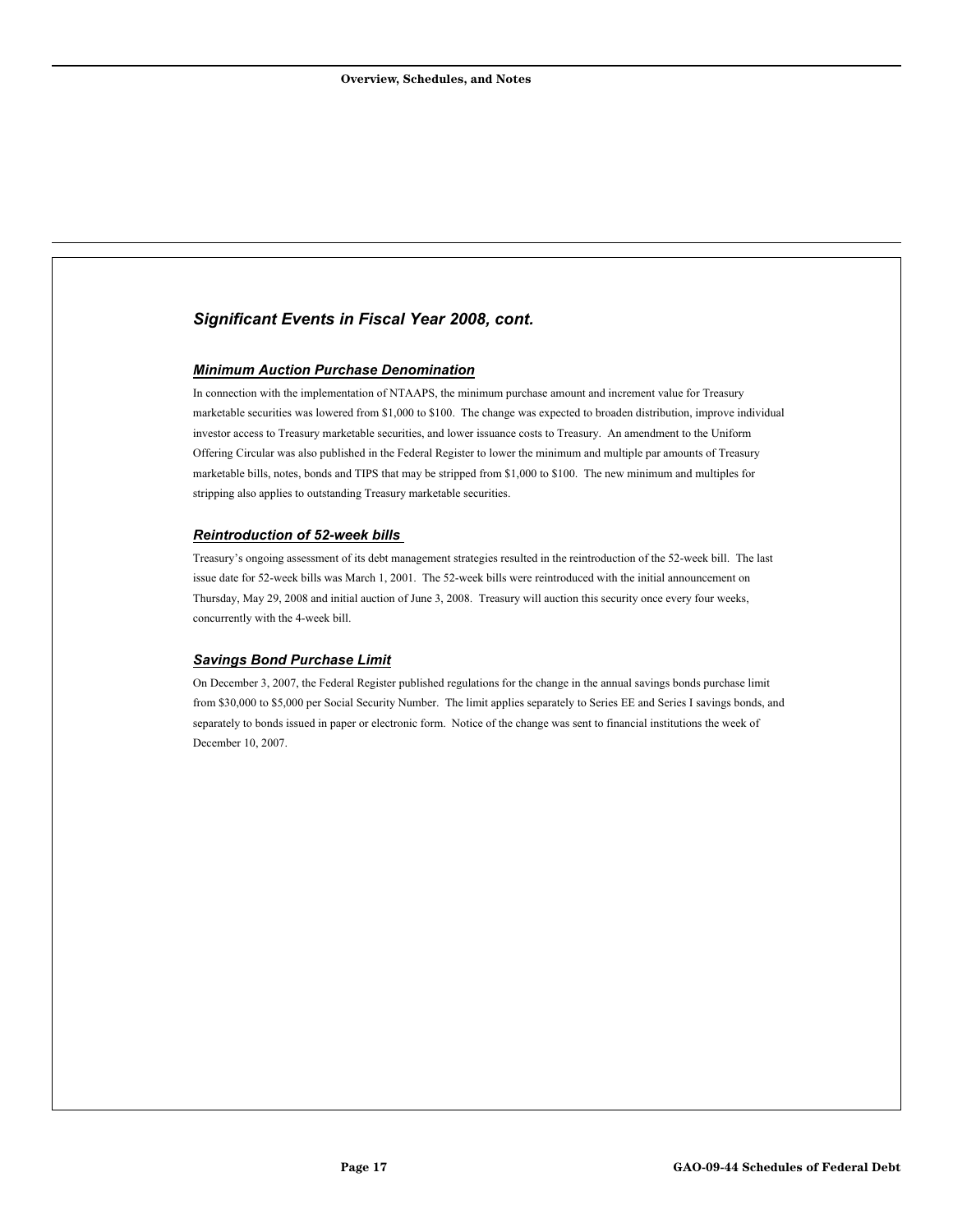## *Significant Events in Fiscal Year 2008, cont.*

### ***Minimum Auction Purchase Denomination***

In connection with the implementation of NTAAPS, the minimum purchase amount and increment value for Treasury marketable securities was lowered from $1,000 to $100. The change was expected to broaden distribution, improve individual investor access to Treasury marketable securities, and lower issuance costs to Treasury. An amendment to the Uniform Offering Circular was also published in the Federal Register to lower the minimum and multiple par amounts of Treasury marketable bills, notes, bonds and TIPS that may be stripped from $1,000 to $100. The new minimum and multiples for stripping also applies to outstanding Treasury marketable securities.

### ***Reintroduction of 52-week bills***

Treasury's ongoing assessment of its debt management strategies resulted in the reintroduction of the 52-week bill. The last issue date for 52-week bills was March 1, 2001. The 52-week bills were reintroduced with the initial announcement on Thursday, May 29, 2008 and initial auction of June 3, 2008. Treasury will auction this security once every four weeks, concurrently with the 4-week bill.

### ***Savings Bond Purchase Limit***

On December 3, 2007, the Federal Register published regulations for the change in the annual savings bonds purchase limit from $30,000 to $5,000 per Social Security Number. The limit applies separately to Series EE and Series I savings bonds, and separately to bonds issued in paper or electronic form. Notice of the change was sent to financial institutions the week of December 10, 2007.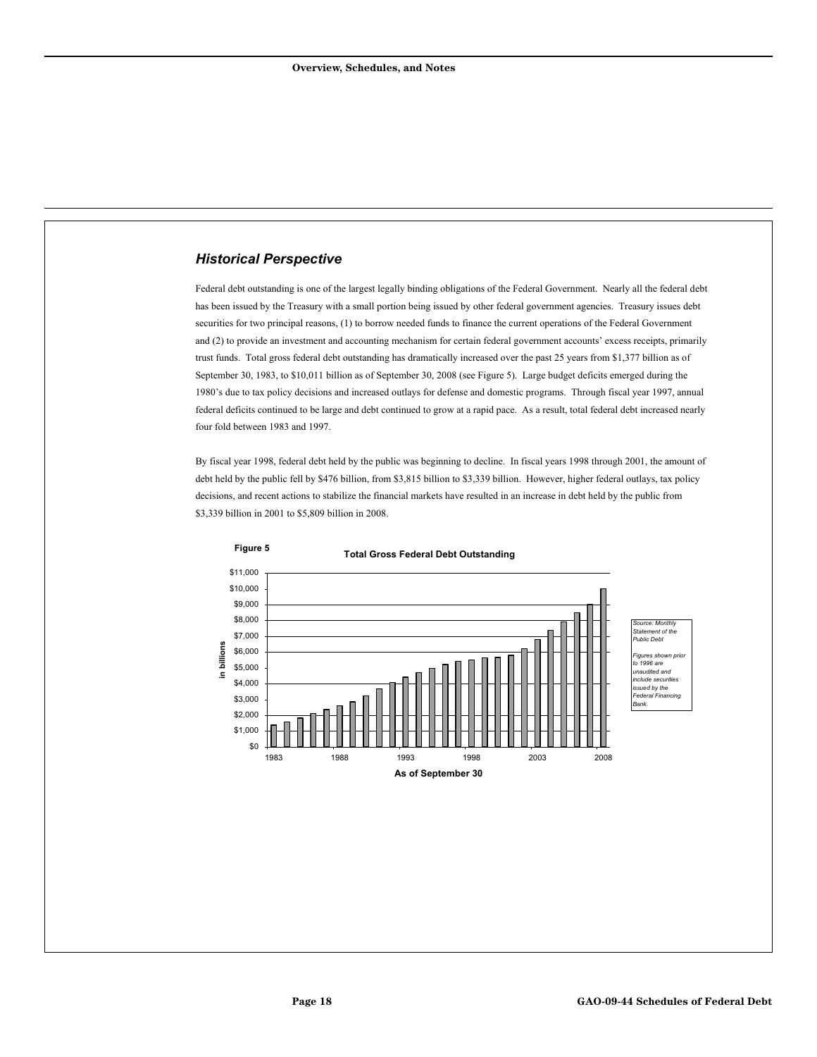## *Historical Perspective*

Federal debt outstanding is one of the largest legally binding obligations of the Federal Government. Nearly all the federal debt has been issued by the Treasury with a small portion being issued by other federal government agencies. Treasury issues debt securities for two principal reasons, (1) to borrow needed funds to finance the current operations of the Federal Government and (2) to provide an investment and accounting mechanism for certain federal government accounts' excess receipts, primarily trust funds. Total gross federal debt outstanding has dramatically increased over the past 25 years from $1,377 billion as of September 30, 1983, to $10,011 billion as of September 30, 2008 (see Figure 5). Large budget deficits emerged during the 1980's due to tax policy decisions and increased outlays for defense and domestic programs. Through fiscal year 1997, annual federal deficits continued to be large and debt continued to grow at a rapid pace. As a result, total federal debt increased nearly four fold between 1983 and 1997.

By fiscal year 1998, federal debt held by the public was beginning to decline. In fiscal years 1998 through 2001, the amount of debt held by the public fell by $476 billion, from $3,815 billion to $3,339 billion. However, higher federal outlays, tax policy decisions, and recent actions to stabilize the financial markets have resulted in an increase in debt held by the public from $3,339 billion in 2001 to $5,809 billion in 2008.

**Figure 5**

**Total Gross Federal Debt Outstanding**

*Source: Monthly Statement of the Public Debt*

*Figures shown prior to 1996 are unaudited and include securities issued by the Federal Financing Bank.*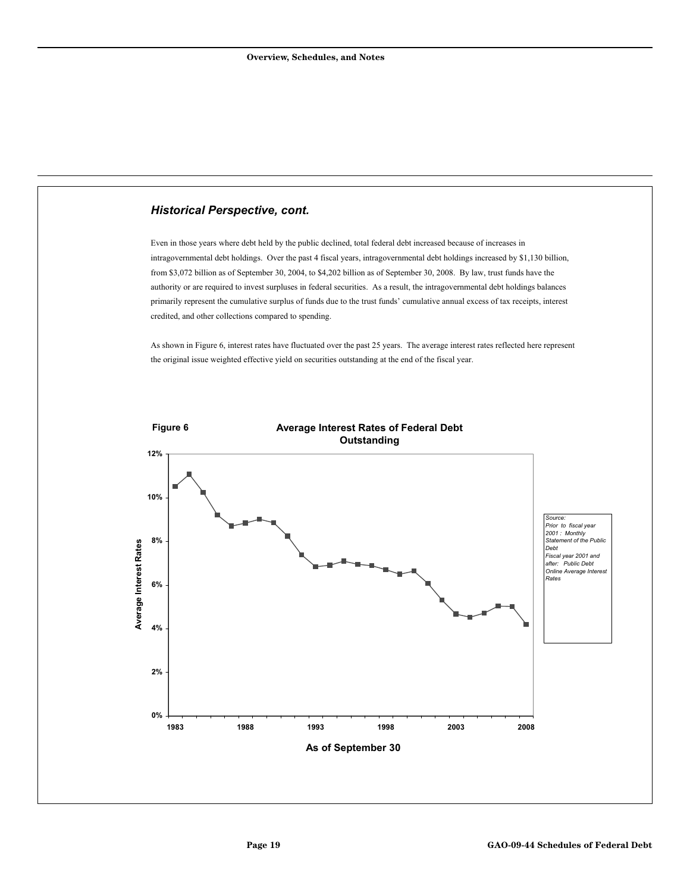## *Historical Perspective, cont.*

Even in those years where debt held by the public declined, total federal debt increased because of increases in intragovernmental debt holdings. Over the past 4 fiscal years, intragovernmental debt holdings increased by $1,130 billion, from $3,072 billion as of September 30, 2004, to $4,202 billion as of September 30, 2008. By law, trust funds have the authority or are required to invest surpluses in federal securities. As a result, the intragovernmental debt holdings balances primarily represent the cumulative surplus of funds due to the trust funds' cumulative annual excess of tax receipts, interest credited, and other collections compared to spending.

As shown in Figure 6, interest rates have fluctuated over the past 25 years. The average interest rates reflected here represent the original issue weighted effective yield on securities outstanding at the end of the fiscal year.

**Figure 6** **Average Interest Rates of Federal Debt Outstanding**

*Source: Prior to fiscal year 2001 : Monthly Statement of the Public Debt. Fiscal year 2001 and after: Public Debt Online Average Interest Rates*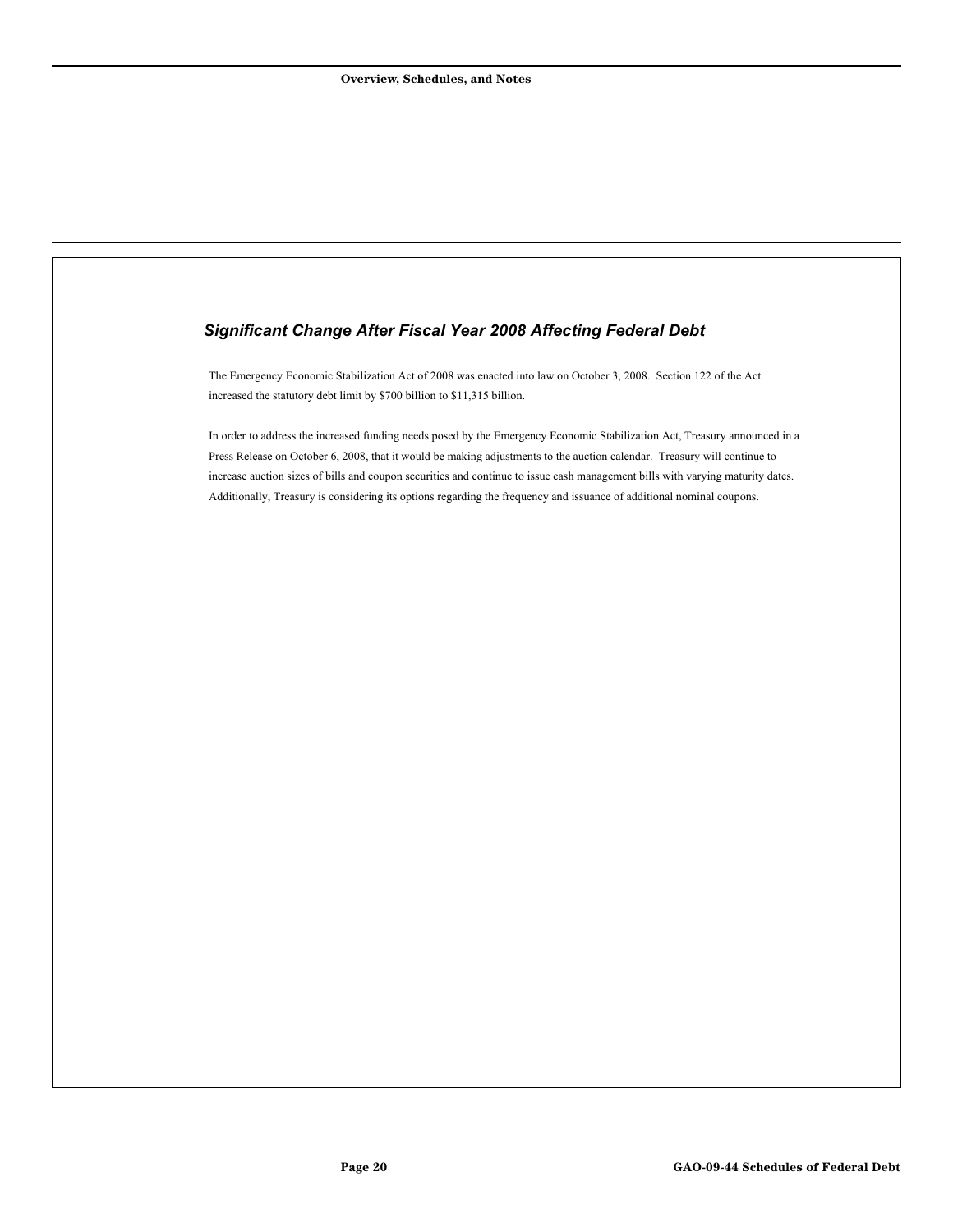### *Significant Change After Fiscal Year 2008 Affecting Federal Debt*

The Emergency Economic Stabilization Act of 2008 was enacted into law on October 3, 2008. Section 122 of the Act increased the statutory debt limit by $700 billion to $11,315 billion.

In order to address the increased funding needs posed by the Emergency Economic Stabilization Act, Treasury announced in a Press Release on October 6, 2008, that it would be making adjustments to the auction calendar. Treasury will continue to increase auction sizes of bills and coupon securities and continue to issue cash management bills with varying maturity dates. Additionally, Treasury is considering its options regarding the frequency and issuance of additional nominal coupons.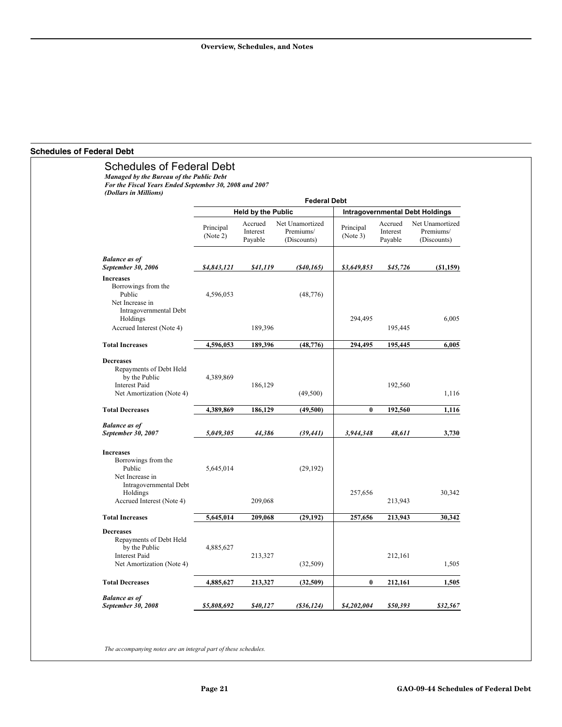## Schedules of Federal Debt

# Schedules of Federal Debt

***Managed by the Bureau of the Public Debt***
***For the Fiscal Years Ended September 30, 2008 and 2007***
***(Dollars in Millions)***

| | Federal Debt | | | | | |
|---|---|---|---|---|---|---|
| | Held by the Public | | | Intragovernmental Debt Holdings | | |
| | Principal (Note 2) | Accrued Interest Payable | Net Unamortized Premiums/ (Discounts) | Principal (Note 3) | Accrued Interest Payable | Net Unamortized Premiums/ (Discounts) |
| ***Balance as of September 30, 2006*** | ***$4,843,121*** | ***$41,119*** | ***($40,165)*** | ***$3,649,853*** | ***$45,726*** | ***($1,159)*** |
| **Increases** | | | | | | |
| Borrowings from the Public | 4,596,053 | | (48,776) | | | |
| Net Increase in Intragovernmental Debt Holdings | | | | 294,495 | | 6,005 |
| Accrued Interest (Note 4) | | 189,396 | | | 195,445 | |
| **Total Increases** | **4,596,053** | **189,396** | **(48,776)** | **294,495** | **195,445** | **6,005** |
| **Decreases** | | | | | | |
| Repayments of Debt Held by the Public | 4,389,869 | | | | | |
| Interest Paid | | 186,129 | | | 192,560 | |
| Net Amortization (Note 4) | | | (49,500) | | | 1,116 |
| **Total Decreases** | **4,389,869** | **186,129** | **(49,500)** | **0** | **192,560** | **1,116** |
| ***Balance as of September 30, 2007*** | ***5,049,305*** | ***44,386*** | ***(39,441)*** | ***3,944,348*** | ***48,611*** | ***3,730*** |
| **Increases** | | | | | | |
| Borrowings from the Public | 5,645,014 | | (29,192) | | | |
| Net Increase in Intragovernmental Debt Holdings | | | | 257,656 | | 30,342 |
| Accrued Interest (Note 4) | | 209,068 | | | 213,943 | |
| **Total Increases** | **5,645,014** | **209,068** | **(29,192)** | **257,656** | **213,943** | **30,342** |
| **Decreases** | | | | | | |
| Repayments of Debt Held by the Public | 4,885,627 | | | | | |
| Interest Paid | | 213,327 | | | 212,161 | |
| Net Amortization (Note 4) | | | (32,509) | | | 1,505 |
| **Total Decreases** | **4,885,627** | **213,327** | **(32,509)** | **0** | **212,161** | **1,505** |
| ***Balance as of September 30, 2008*** | ***$5,808,692*** | ***$40,127*** | ***($36,124)*** | ***$4,202,004*** | ***$50,393*** | ***$32,567*** |

*The accompanying notes are an integral part of these schedules.*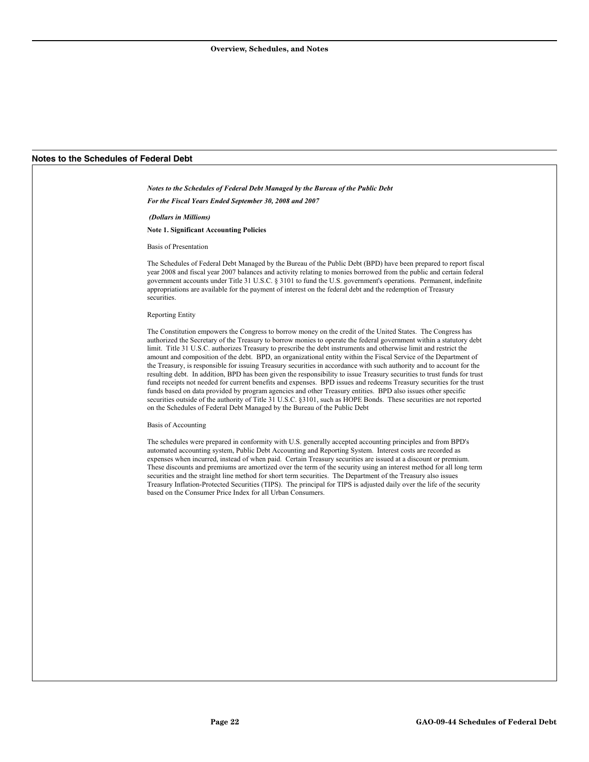## Notes to the Schedules of Federal Debt

***Notes to the Schedules of Federal Debt Managed by the Bureau of the Public Debt***

***For the Fiscal Years Ended September 30, 2008 and 2007***

***(Dollars in Millions)***

**Note 1. Significant Accounting Policies**

Basis of Presentation

The Schedules of Federal Debt Managed by the Bureau of the Public Debt (BPD) have been prepared to report fiscal year 2008 and fiscal year 2007 balances and activity relating to monies borrowed from the public and certain federal government accounts under Title 31 U.S.C. § 3101 to fund the U.S. government's operations. Permanent, indefinite appropriations are available for the payment of interest on the federal debt and the redemption of Treasury securities.

Reporting Entity

The Constitution empowers the Congress to borrow money on the credit of the United States. The Congress has authorized the Secretary of the Treasury to borrow monies to operate the federal government within a statutory debt limit. Title 31 U.S.C. authorizes Treasury to prescribe the debt instruments and otherwise limit and restrict the amount and composition of the debt. BPD, an organizational entity within the Fiscal Service of the Department of the Treasury, is responsible for issuing Treasury securities in accordance with such authority and to account for the resulting debt. In addition, BPD has been given the responsibility to issue Treasury securities to trust funds for trust fund receipts not needed for current benefits and expenses. BPD issues and redeems Treasury securities for the trust funds based on data provided by program agencies and other Treasury entities. BPD also issues other specific securities outside of the authority of Title 31 U.S.C. §3101, such as HOPE Bonds. These securities are not reported on the Schedules of Federal Debt Managed by the Bureau of the Public Debt

Basis of Accounting

The schedules were prepared in conformity with U.S. generally accepted accounting principles and from BPD's automated accounting system, Public Debt Accounting and Reporting System. Interest costs are recorded as expenses when incurred, instead of when paid. Certain Treasury securities are issued at a discount or premium. These discounts and premiums are amortized over the term of the security using an interest method for all long term securities and the straight line method for short term securities. The Department of the Treasury also issues Treasury Inflation-Protected Securities (TIPS). The principal for TIPS is adjusted daily over the life of the security based on the Consumer Price Index for all Urban Consumers.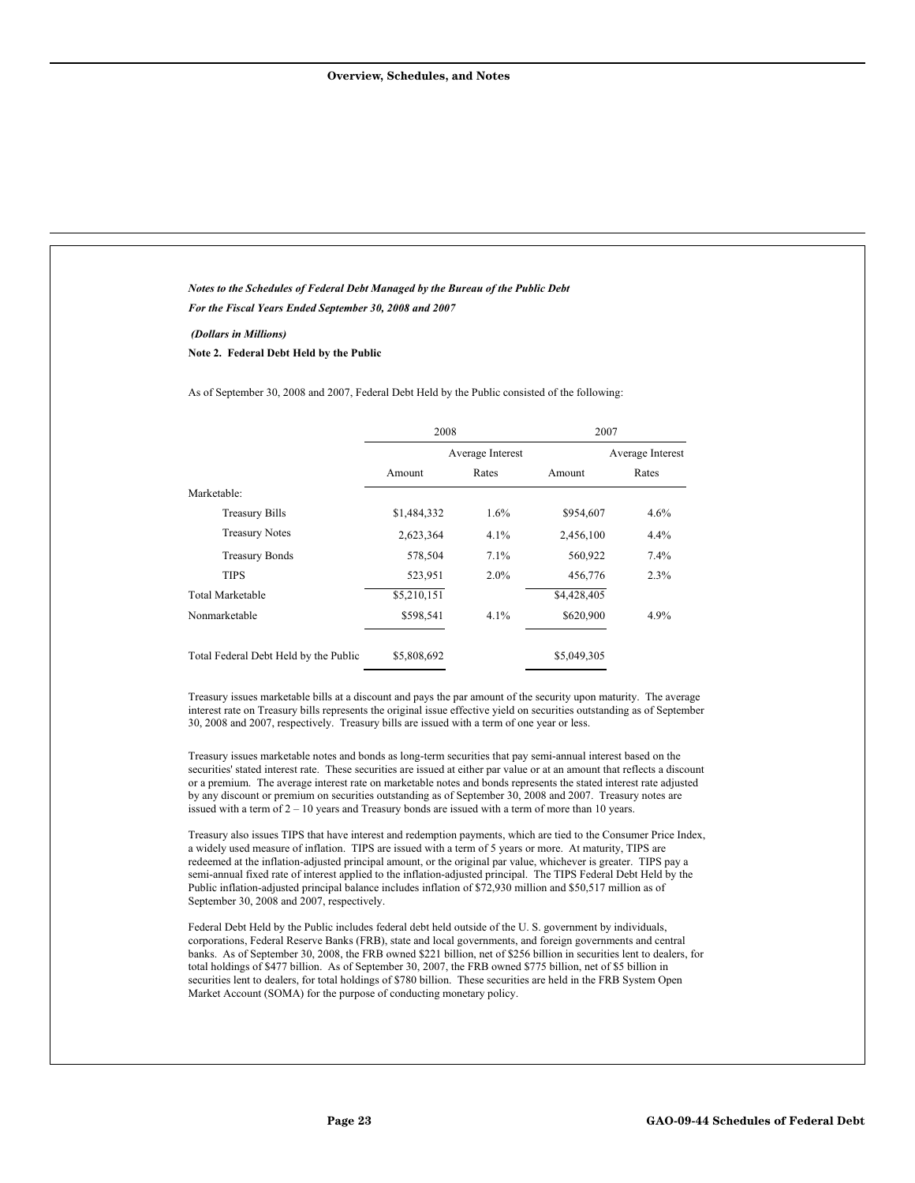*Notes to the Schedules of Federal Debt Managed by the Bureau of the Public Debt*

*For the Fiscal Years Ended September 30, 2008 and 2007*

***(Dollars in Millions)***

**Note 2. Federal Debt Held by the Public**

As of September 30, 2008 and 2007, Federal Debt Held by the Public consisted of the following:

| | 2008 | | 2007 | |
|---|---|---|---|---|
| | Amount | Average Interest Rates | Amount | Average Interest Rates |
| Marketable: | | | | |
| Treasury Bills | $1,484,332 | 1.6% | $954,607 | 4.6% |
| Treasury Notes | 2,623,364 | 4.1% | 2,456,100 | 4.4% |
| Treasury Bonds | 578,504 | 7.1% | 560,922 | 7.4% |
| TIPS | 523,951 | 2.0% | 456,776 | 2.3% |
| Total Marketable | $5,210,151 | | $4,428,405 | |
| Nonmarketable | $598,541 | 4.1% | $620,900 | 4.9% |
| Total Federal Debt Held by the Public | $5,808,692 | | $5,049,305 | |

Treasury issues marketable bills at a discount and pays the par amount of the security upon maturity. The average interest rate on Treasury bills represents the original issue effective yield on securities outstanding as of September 30, 2008 and 2007, respectively. Treasury bills are issued with a term of one year or less.

Treasury issues marketable notes and bonds as long-term securities that pay semi-annual interest based on the securities' stated interest rate. These securities are issued at either par value or at an amount that reflects a discount or a premium. The average interest rate on marketable notes and bonds represents the stated interest rate adjusted by any discount or premium on securities outstanding as of September 30, 2008 and 2007. Treasury notes are issued with a term of 2 – 10 years and Treasury bonds are issued with a term of more than 10 years.

Treasury also issues TIPS that have interest and redemption payments, which are tied to the Consumer Price Index, a widely used measure of inflation. TIPS are issued with a term of 5 years or more. At maturity, TIPS are redeemed at the inflation-adjusted principal amount, or the original par value, whichever is greater. TIPS pay a semi-annual fixed rate of interest applied to the inflation-adjusted principal. The TIPS Federal Debt Held by the Public inflation-adjusted principal balance includes inflation of $72,930 million and $50,517 million as of September 30, 2008 and 2007, respectively.

Federal Debt Held by the Public includes federal debt held outside of the U. S. government by individuals, corporations, Federal Reserve Banks (FRB), state and local governments, and foreign governments and central banks. As of September 30, 2008, the FRB owned $221 billion, net of $256 billion in securities lent to dealers, for total holdings of $477 billion. As of September 30, 2007, the FRB owned $775 billion, net of $5 billion in securities lent to dealers, for total holdings of $780 billion. These securities are held in the FRB System Open Market Account (SOMA) for the purpose of conducting monetary policy.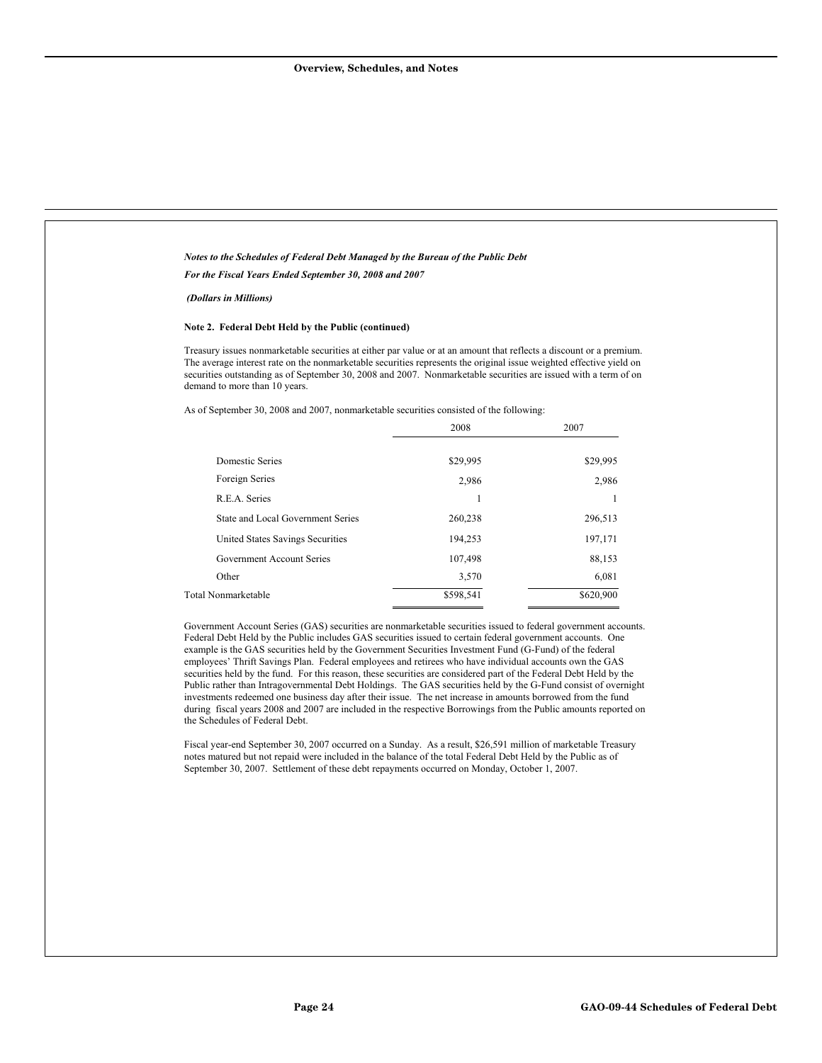*Notes to the Schedules of Federal Debt Managed by the Bureau of the Public Debt*

*For the Fiscal Years Ended September 30, 2008 and 2007*

*(Dollars in Millions)*

**Note 2. Federal Debt Held by the Public (continued)**

Treasury issues nonmarketable securities at either par value or at an amount that reflects a discount or a premium. The average interest rate on the nonmarketable securities represents the original issue weighted effective yield on securities outstanding as of September 30, 2008 and 2007. Nonmarketable securities are issued with a term of on demand to more than 10 years.

As of September 30, 2008 and 2007, nonmarketable securities consisted of the following:

| | 2008 | 2007 |
|---|---|---|
| Domestic Series | $29,995 | $29,995 |
| Foreign Series | 2,986 | 2,986 |
| R.E.A. Series | 1 | 1 |
| State and Local Government Series | 260,238 | 296,513 |
| United States Savings Securities | 194,253 | 197,171 |
| Government Account Series | 107,498 | 88,153 |
| Other | 3,570 | 6,081 |
| Total Nonmarketable | $598,541 | $620,900 |

Government Account Series (GAS) securities are nonmarketable securities issued to federal government accounts. Federal Debt Held by the Public includes GAS securities issued to certain federal government accounts. One example is the GAS securities held by the Government Securities Investment Fund (G-Fund) of the federal employees' Thrift Savings Plan. Federal employees and retirees who have individual accounts own the GAS securities held by the fund. For this reason, these securities are considered part of the Federal Debt Held by the Public rather than Intragovernmental Debt Holdings. The GAS securities held by the G-Fund consist of overnight investments redeemed one business day after their issue. The net increase in amounts borrowed from the fund during fiscal years 2008 and 2007 are included in the respective Borrowings from the Public amounts reported on the Schedules of Federal Debt.

Fiscal year-end September 30, 2007 occurred on a Sunday. As a result, $26,591 million of marketable Treasury notes matured but not repaid were included in the balance of the total Federal Debt Held by the Public as of September 30, 2007. Settlement of these debt repayments occurred on Monday, October 1, 2007.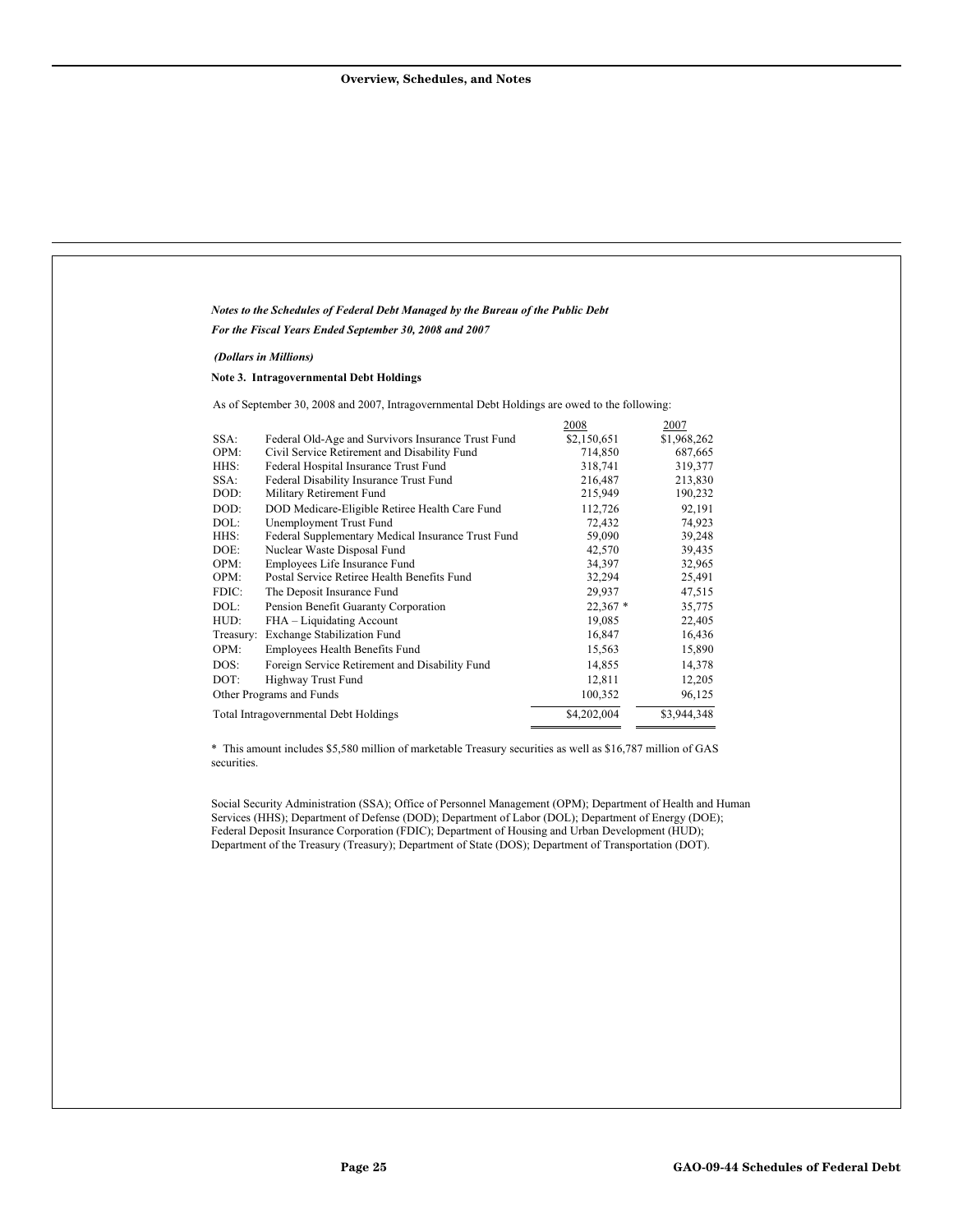*Notes to the Schedules of Federal Debt Managed by the Bureau of the Public Debt*

*For the Fiscal Years Ended September 30, 2008 and 2007*

***(Dollars in Millions)***

**Note 3. Intragovernmental Debt Holdings**

As of September 30, 2008 and 2007, Intragovernmental Debt Holdings are owed to the following:

| | | 2008 | 2007 |
|---|---|---|---|
| SSA: | Federal Old-Age and Survivors Insurance Trust Fund | $2,150,651 | $1,968,262 |
| OPM: | Civil Service Retirement and Disability Fund | 714,850 | 687,665 |
| HHS: | Federal Hospital Insurance Trust Fund | 318,741 | 319,377 |
| SSA: | Federal Disability Insurance Trust Fund | 216,487 | 213,830 |
| DOD: | Military Retirement Fund | 215,949 | 190,232 |
| DOD: | DOD Medicare-Eligible Retiree Health Care Fund | 112,726 | 92,191 |
| DOL: | Unemployment Trust Fund | 72,432 | 74,923 |
| HHS: | Federal Supplementary Medical Insurance Trust Fund | 59,090 | 39,248 |
| DOE: | Nuclear Waste Disposal Fund | 42,570 | 39,435 |
| OPM: | Employees Life Insurance Fund | 34,397 | 32,965 |
| OPM: | Postal Service Retiree Health Benefits Fund | 32,294 | 25,491 |
| FDIC: | The Deposit Insurance Fund | 29,937 | 47,515 |
| DOL: | Pension Benefit Guaranty Corporation | 22,367 * | 35,775 |
| HUD: | FHA – Liquidating Account | 19,085 | 22,405 |
| Treasury: | Exchange Stabilization Fund | 16,847 | 16,436 |
| OPM: | Employees Health Benefits Fund | 15,563 | 15,890 |
| DOS: | Foreign Service Retirement and Disability Fund | 14,855 | 14,378 |
| DOT: | Highway Trust Fund | 12,811 | 12,205 |
| Other Programs and Funds | | 100,352 | 96,125 |
| Total Intragovernmental Debt Holdings | | $4,202,004 | $3,944,348 |

* This amount includes $5,580 million of marketable Treasury securities as well as $16,787 million of GAS securities.

Social Security Administration (SSA); Office of Personnel Management (OPM); Department of Health and Human Services (HHS); Department of Defense (DOD); Department of Labor (DOL); Department of Energy (DOE); Federal Deposit Insurance Corporation (FDIC); Department of Housing and Urban Development (HUD); Department of the Treasury (Treasury); Department of State (DOS); Department of Transportation (DOT).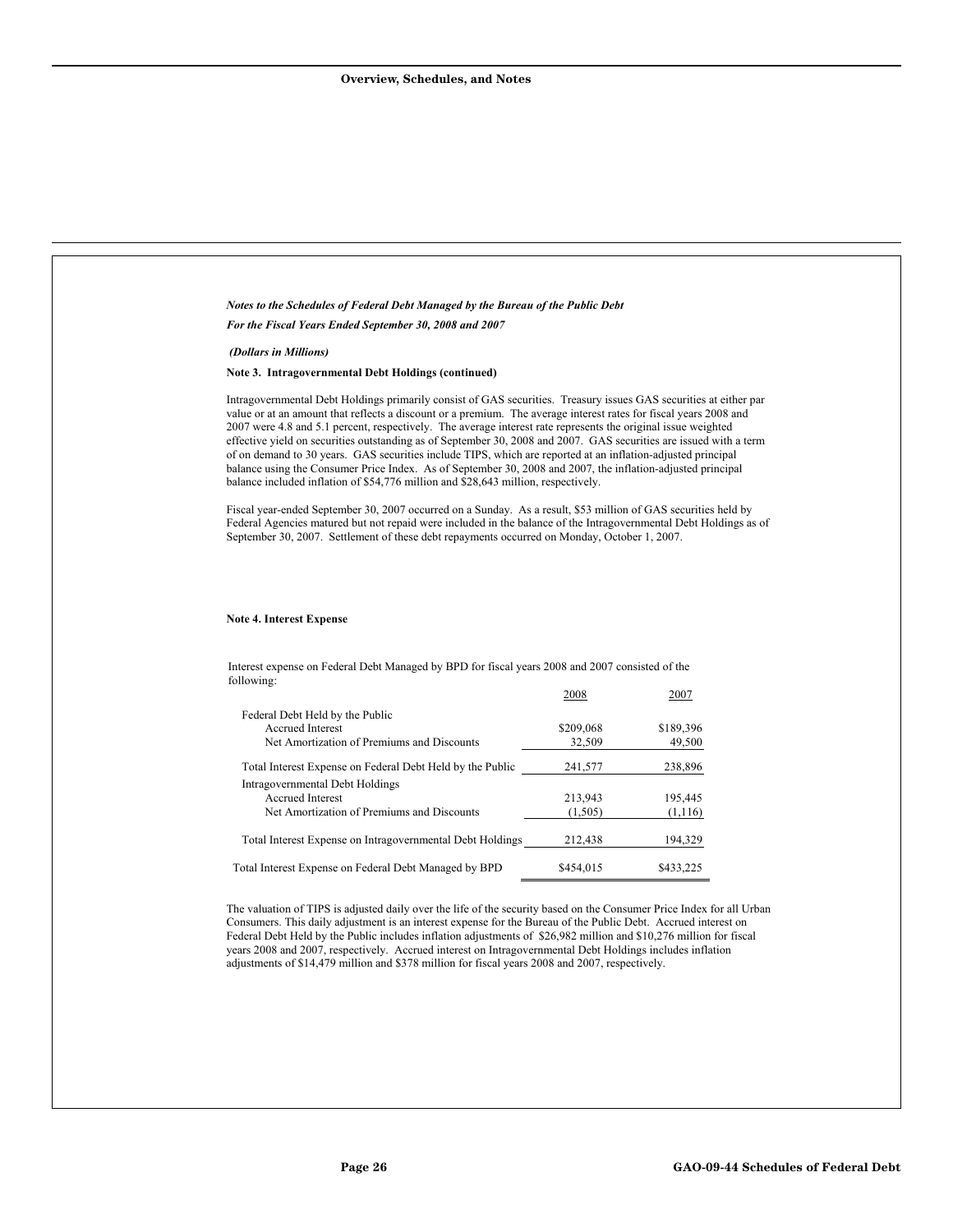*Notes to the Schedules of Federal Debt Managed by the Bureau of the Public Debt*

*For the Fiscal Years Ended September 30, 2008 and 2007*

*(Dollars in Millions)*

**Note 3. Intragovernmental Debt Holdings (continued)**

Intragovernmental Debt Holdings primarily consist of GAS securities. Treasury issues GAS securities at either par value or at an amount that reflects a discount or a premium. The average interest rates for fiscal years 2008 and 2007 were 4.8 and 5.1 percent, respectively. The average interest rate represents the original issue weighted effective yield on securities outstanding as of September 30, 2008 and 2007. GAS securities are issued with a term of on demand to 30 years. GAS securities include TIPS, which are reported at an inflation-adjusted principal balance using the Consumer Price Index. As of September 30, 2008 and 2007, the inflation-adjusted principal balance included inflation of $54,776 million and $28,643 million, respectively.

Fiscal year-ended September 30, 2007 occurred on a Sunday. As a result, $53 million of GAS securities held by Federal Agencies matured but not repaid were included in the balance of the Intragovernmental Debt Holdings as of September 30, 2007. Settlement of these debt repayments occurred on Monday, October 1, 2007.

**Note 4. Interest Expense**

Interest expense on Federal Debt Managed by BPD for fiscal years 2008 and 2007 consisted of the following:

| | 2008 | 2007 |
|---|---|---|
| Federal Debt Held by the Public | | |
| Accrued Interest | $209,068 | $189,396 |
| Net Amortization of Premiums and Discounts | 32,509 | 49,500 |
| Total Interest Expense on Federal Debt Held by the Public | 241,577 | 238,896 |
| Intragovernmental Debt Holdings | | |
| Accrued Interest | 213,943 | 195,445 |
| Net Amortization of Premiums and Discounts | (1,505) | (1,116) |
| Total Interest Expense on Intragovernmental Debt Holdings | 212,438 | 194,329 |
| Total Interest Expense on Federal Debt Managed by BPD | $454,015 | $433,225 |

The valuation of TIPS is adjusted daily over the life of the security based on the Consumer Price Index for all Urban Consumers. This daily adjustment is an interest expense for the Bureau of the Public Debt. Accrued interest on Federal Debt Held by the Public includes inflation adjustments of $26,982 million and $10,276 million for fiscal years 2008 and 2007, respectively. Accrued interest on Intragovernmental Debt Holdings includes inflation adjustments of $14,479 million and $378 million for fiscal years 2008 and 2007, respectively.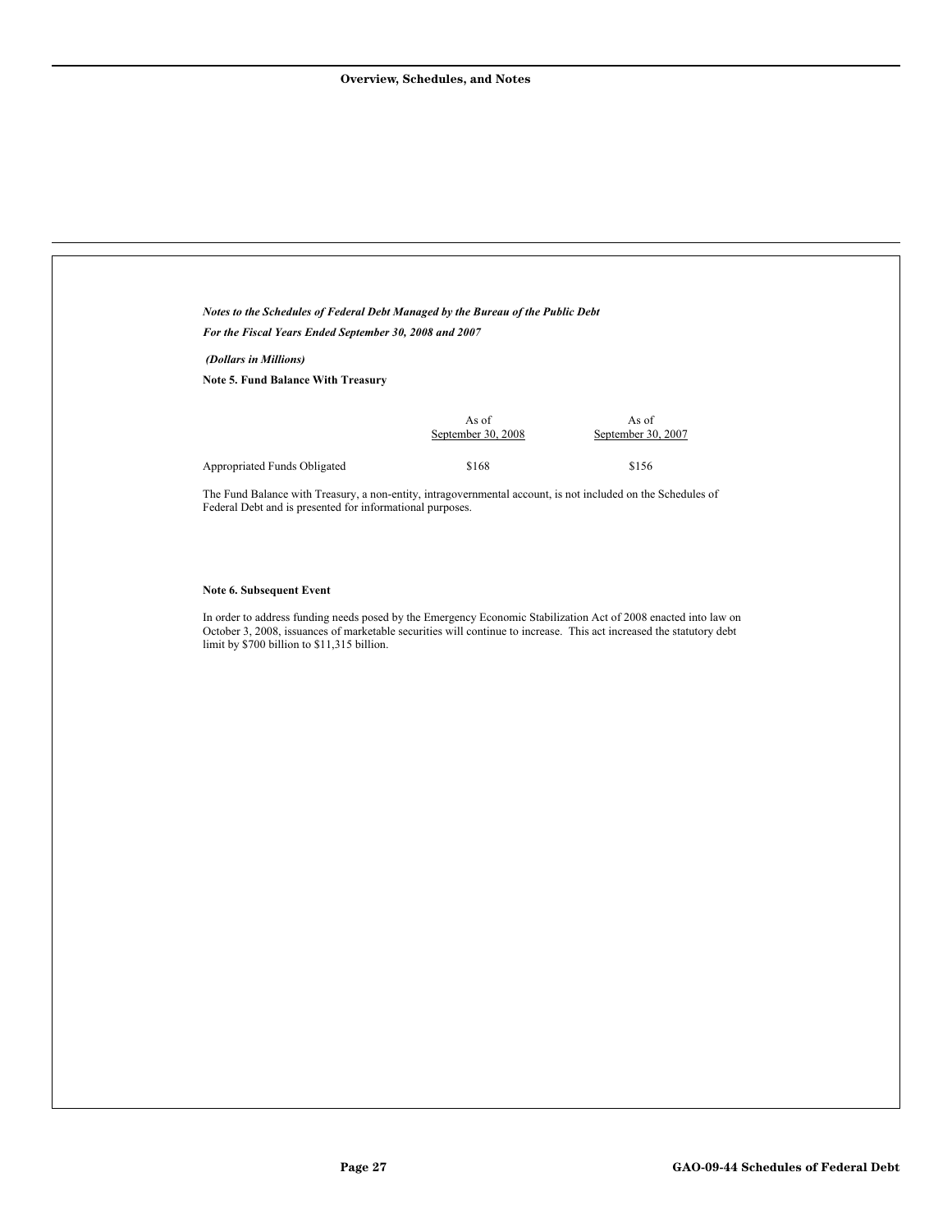*Notes to the Schedules of Federal Debt Managed by the Bureau of the Public Debt*

*For the Fiscal Years Ended September 30, 2008 and 2007*

*(Dollars in Millions)*

**Note 5. Fund Balance With Treasury**

| | As of September 30, 2008 | As of September 30, 2007 |
|---|---|---|
| Appropriated Funds Obligated | $168 | $156 |

The Fund Balance with Treasury, a non-entity, intragovernmental account, is not included on the Schedules of Federal Debt and is presented for informational purposes.

**Note 6. Subsequent Event**

In order to address funding needs posed by the Emergency Economic Stabilization Act of 2008 enacted into law on October 3, 2008, issuances of marketable securities will continue to increase. This act increased the statutory debt limit by $700 billion to $11,315 billion.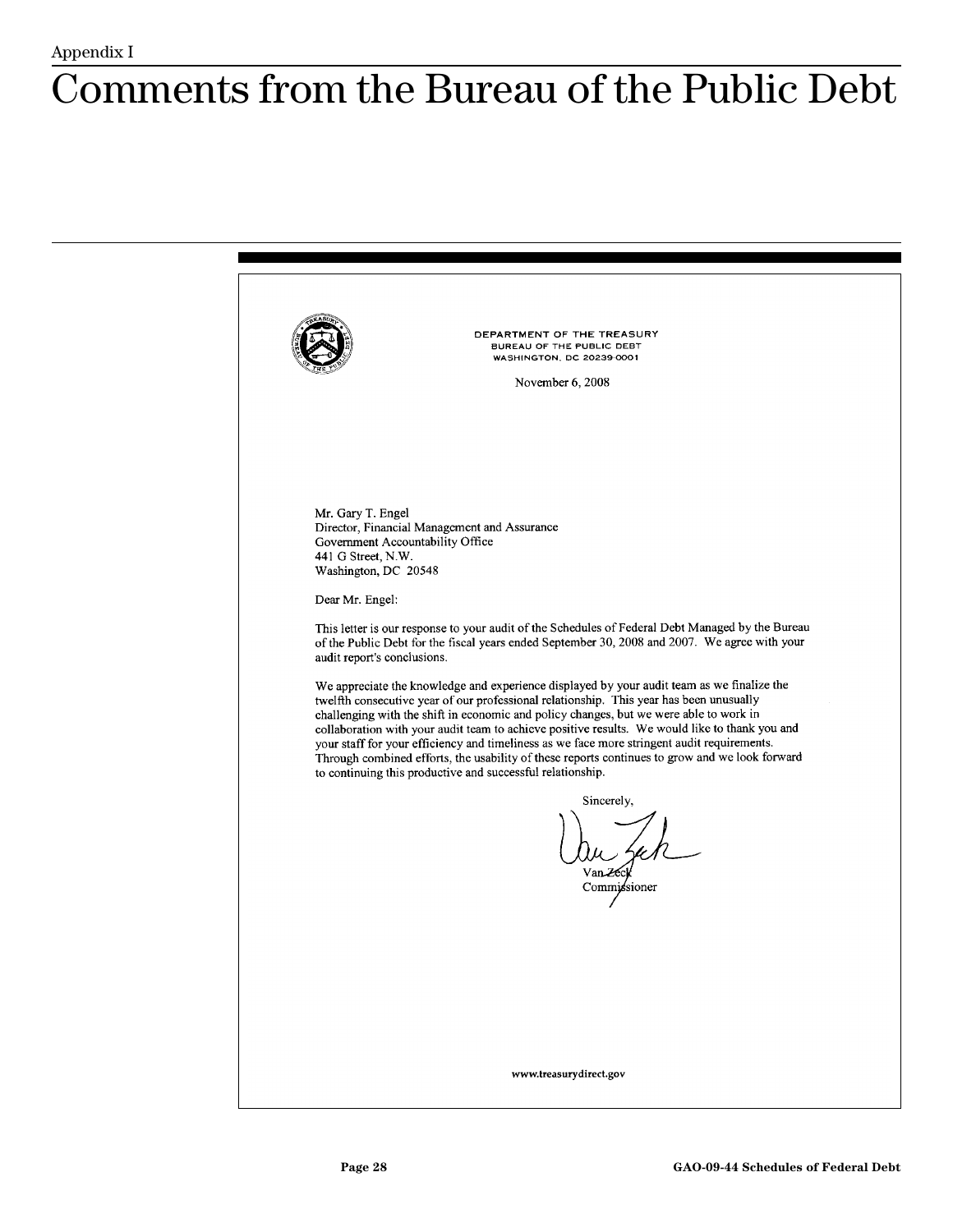Appendix I

# Comments from the Bureau of the Public Debt

DEPARTMENT OF THE TREASURY
BUREAU OF THE PUBLIC DEBT
WASHINGTON, DC 20239-0001

November 6, 2008

Mr. Gary T. Engel
Director, Financial Management and Assurance
Government Accountability Office
441 G Street, N.W.
Washington, DC 20548

Dear Mr. Engel:

This letter is our response to your audit of the Schedules of Federal Debt Managed by the Bureau of the Public Debt for the fiscal years ended September 30, 2008 and 2007. We agree with your audit report's conclusions.

We appreciate the knowledge and experience displayed by your audit team as we finalize the twelfth consecutive year of our professional relationship. This year has been unusually challenging with the shift in economic and policy changes, but we were able to work in collaboration with your audit team to achieve positive results. We would like to thank you and your staff for your efficiency and timeliness as we face more stringent audit requirements. Through combined efforts, the usability of these reports continues to grow and we look forward to continuing this productive and successful relationship.

Sincerely,

Van Zeck
Commissioner

www.treasurydirect.gov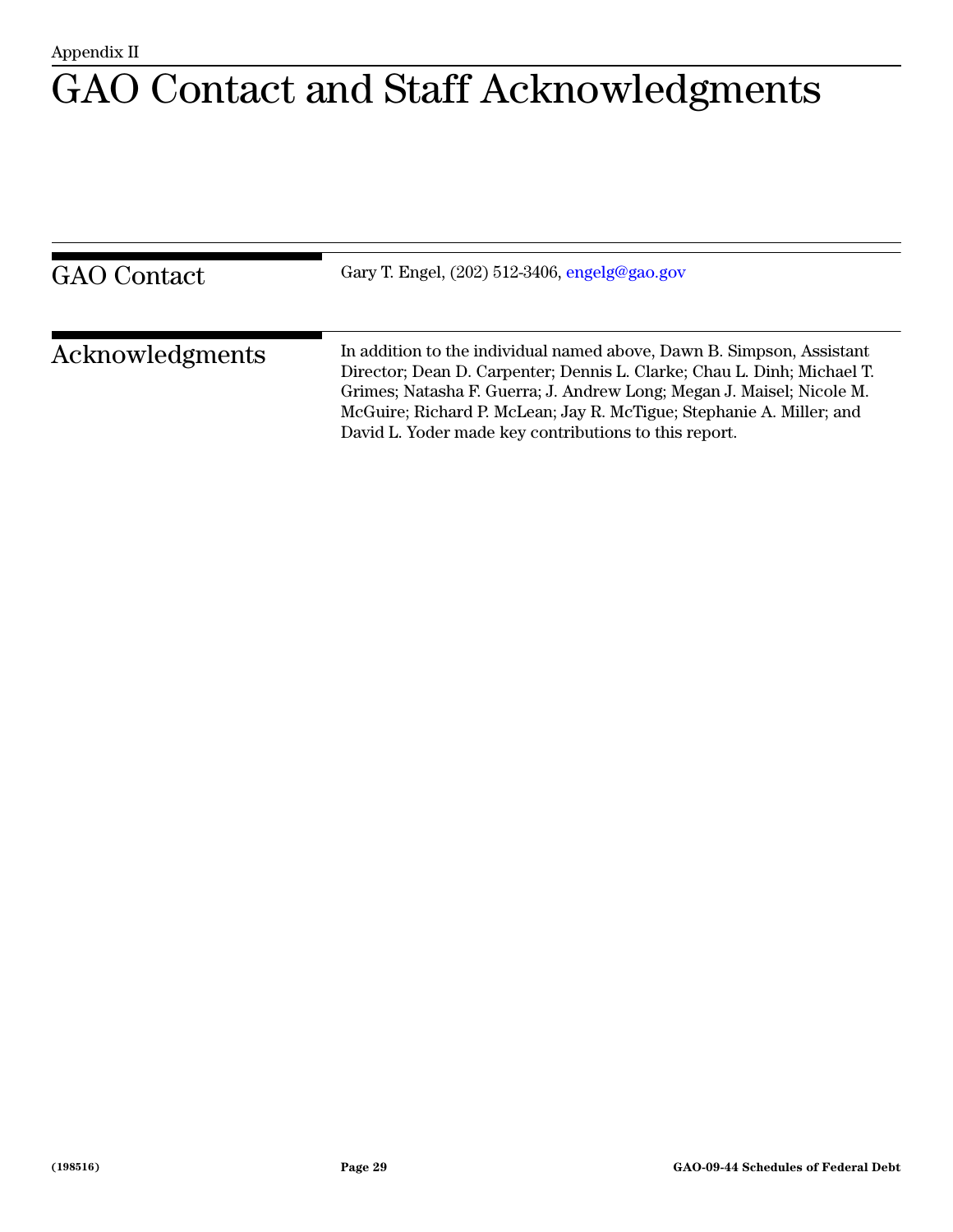Appendix II

# GAO Contact and Staff Acknowledgments

## GAO Contact

Gary T. Engel, (202) 512-3406, engelg@gao.gov

## Acknowledgments

In addition to the individual named above, Dawn B. Simpson, Assistant Director; Dean D. Carpenter; Dennis L. Clarke; Chau L. Dinh; Michael T. Grimes; Natasha F. Guerra; J. Andrew Long; Megan J. Maisel; Nicole M. McGuire; Richard P. McLean; Jay R. McTigue; Stephanie A. Miller; and David L. Yoder made key contributions to this report.

**(198516)**